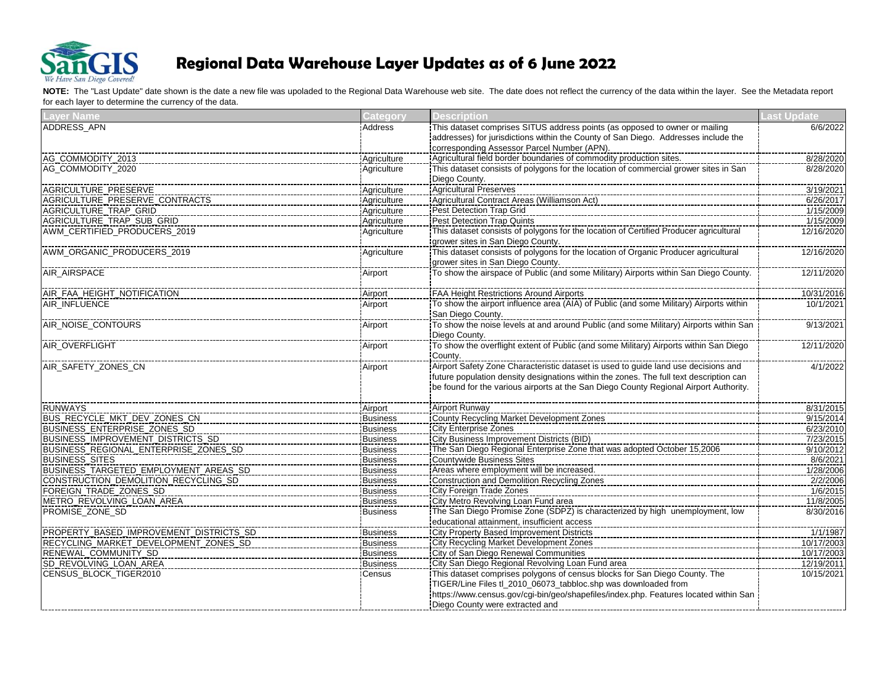# Regional Data Warehouse Layer Updates as of 6 June 2022

**NOTE:** The "Last Update" date shown is the date a new file was upoladed to the Regional Data Warehouse web site. The date does not reflect the currency of the data within the layer. See the Metadata report for each layer to determine the currency of the data.

| Layer Name | Category | Description | Last Update |
|---|---|---|---|
| ADDRESS_APN | Address | This dataset comprises SITUS address points (as opposed to owner or mailing addresses) for jurisdictions within the County of San Diego. Addresses include the corresponding Assessor Parcel Number (APN). | 6/6/2022 |
| AG_COMMODITY_2013 | Agriculture | Agricultural field border boundaries of commodity production sites. | 8/28/2020 |
| AG_COMMODITY_2020 | Agriculture | This dataset consists of polygons for the location of commercial grower sites in San Diego County. | 8/28/2020 |
| AGRICULTURE_PRESERVE | Agriculture | Agricultural Preserves | 3/19/2021 |
| AGRICULTURE_PRESERVE_CONTRACTS | Agriculture | Agricultural Contract Areas (Williamson Act) | 6/26/2017 |
| AGRICULTURE_TRAP_GRID | Agriculture | Pest Detection Trap Grid | 1/15/2009 |
| AGRICULTURE_TRAP_SUB_GRID | Agriculture | Pest Detection Trap Quints | 1/15/2009 |
| AWM_CERTIFIED_PRODUCERS_2019 | Agriculture | This dataset consists of polygons for the location of Certified Producer agricultural grower sites in San Diego County. | 12/16/2020 |
| AWM_ORGANIC_PRODUCERS_2019 | Agriculture | This dataset consists of polygons for the location of Organic Producer agricultural grower sites in San Diego County. | 12/16/2020 |
| AIR_AIRSPACE | Airport | To show the airspace of Public (and some Military) Airports within San Diego County. | 12/11/2020 |
| AIR_FAA_HEIGHT_NOTIFICATION | Airport | FAA Height Restrictions Around Airports | 10/31/2016 |
| AIR_INFLUENCE | Airport | To show the airport influence area (AIA) of Public (and some Military) Airports within San Diego County. | 10/1/2021 |
| AIR_NOISE_CONTOURS | Airport | To show the noise levels at and around Public (and some Military) Airports within San Diego County. | 9/13/2021 |
| AIR_OVERFLIGHT | Airport | To show the overflight extent of Public (and some Military) Airports within San Diego County. | 12/11/2020 |
| AIR_SAFETY_ZONES_CN | Airport | Airport Safety Zone Characteristic dataset is used to guide land use decisions and future population density designations within the zones. The full text description can be found for the various airports at the San Diego County Regional Airport Authority. | 4/1/2022 |
| RUNWAYS | Airport | Airport Runway | 8/31/2015 |
| BUS_RECYCLE_MKT_DEV_ZONES_CN | Business | County Recycling Market Development Zones | 9/15/2014 |
| BUSINESS_ENTERPRISE_ZONES_SD | Business | City Enterprise Zones | 6/23/2010 |
| BUSINESS_IMPROVEMENT_DISTRICTS_SD | Business | City Business Improvement Districts (BID) | 7/23/2015 |
| BUSINESS_REGIONAL_ENTERPRISE_ZONES_SD | Business | The San Diego Regional Enterprise Zone that was adopted October 15,2006 | 9/10/2012 |
| BUSINESS_SITES | Business | Countywide Business Sites | 8/6/2021 |
| BUSINESS_TARGETED_EMPLOYMENT_AREAS_SD | Business | Areas where employment will be increased. | 1/28/2006 |
| CONSTRUCTION_DEMOLITION_RECYCLING_SD | Business | Construction and Demolition Recycling Zones | 2/2/2006 |
| FOREIGN_TRADE_ZONES_SD | Business | City Foreign Trade Zones | 1/6/2015 |
| METRO_REVOLVING_LOAN_AREA | Business | City Metro Revolving Loan Fund area | 11/8/2005 |
| PROMISE_ZONE_SD | Business | The San Diego Promise Zone (SDPZ) is characterized by high unemployment, low educational attainment, insufficient access | 8/30/2016 |
| PROPERTY_BASED_IMPROVEMENT_DISTRICTS_SD | Business | City Property Based Improvement Districts | 1/1/1987 |
| RECYCLING_MARKET_DEVELOPMENT_ZONES_SD | Business | City Recycling Market Development Zones | 10/17/2003 |
| RENEWAL_COMMUNITY_SD | Business | City of San Diego Renewal Communities | 10/17/2003 |
| SD_REVOLVING_LOAN_AREA | Business | City San Diego Regional Revolving Loan Fund area | 12/19/2011 |
| CENSUS_BLOCK_TIGER2010 | Census | This dataset comprises polygons of census blocks for San Diego County. The TIGER/Line Files tl_2010_06073_tabbloc.shp was downloaded from https://www.census.gov/cgi-bin/geo/shapefiles/index.php. Features located within San Diego County were extracted and | 10/15/2021 |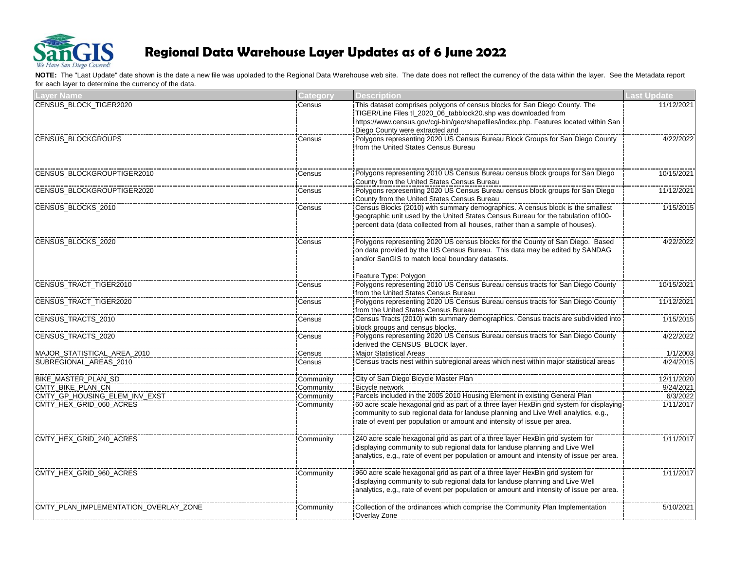# Regional Data Warehouse Layer Updates as of 6 June 2022

**NOTE:** The "Last Update" date shown is the date a new file was upoladed to the Regional Data Warehouse web site. The date does not reflect the currency of the data within the layer. See the Metadata report for each layer to determine the currency of the data.

| Layer Name | Category | Description | Last Update |
|---|---|---|---|
| CENSUS_BLOCK_TIGER2020 | Census | This dataset comprises polygons of census blocks for San Diego County. The TIGER/Line Files tl_2020_06_tabblock20.shp was downloaded from https://www.census.gov/cgi-bin/geo/shapefiles/index.php. Features located within San Diego County were extracted and | 11/12/2021 |
| CENSUS_BLOCKGROUPS | Census | Polygons representing 2020 US Census Bureau Block Groups for San Diego County from the United States Census Bureau | 4/22/2022 |
| CENSUS_BLOCKGROUPTIGER2010 | Census | Polygons representing 2010 US Census Bureau census block groups for San Diego County from the United States Census Bureau | 10/15/2021 |
| CENSUS_BLOCKGROUPTIGER2020 | Census | Polygons representing 2020 US Census Bureau census block groups for San Diego County from the United States Census Bureau | 11/12/2021 |
| CENSUS_BLOCKS_2010 | Census | Census Blocks (2010) with summary demographics. A census block is the smallest geographic unit used by the United States Census Bureau for the tabulation of100-percent data (data collected from all houses, rather than a sample of houses). | 1/15/2015 |
| CENSUS_BLOCKS_2020 | Census | Polygons representing 2020 US census blocks for the County of San Diego. Based on data provided by the US Census Bureau. This data may be edited by SANDAG and/or SanGIS to match local boundary datasets.<br><br>Feature Type: Polygon | 4/22/2022 |
| CENSUS_TRACT_TIGER2010 | Census | Polygons representing 2010 US Census Bureau census tracts for San Diego County from the United States Census Bureau | 10/15/2021 |
| CENSUS_TRACT_TIGER2020 | Census | Polygons representing 2020 US Census Bureau census tracts for San Diego County from the United States Census Bureau | 11/12/2021 |
| CENSUS_TRACTS_2010 | Census | Census Tracts (2010) with summary demographics. Census tracts are subdivided into block groups and census blocks. | 1/15/2015 |
| CENSUS_TRACTS_2020 | Census | Polygons representing 2020 US Census Bureau census tracts for San Diego County derived the CENSUS_BLOCK layer. | 4/22/2022 |
| MAJOR_STATISTICAL_AREA_2010 | Census | Major Statistical Areas | 1/1/2003 |
| SUBREGIONAL_AREAS_2010 | Census | Census tracts nest within subregional areas which nest within major statistical areas | 4/24/2015 |
| BIKE_MASTER_PLAN_SD | Community | City of San Diego Bicycle Master Plan | 12/11/2020 |
| CMTY_BIKE_PLAN_CN | Community | Bicycle network | 9/24/2021 |
| CMTY_GP_HOUSING_ELEM_INV_EXST | Community | Parcels included in the 2005 2010 Housing Element in existing General Plan | 6/3/2022 |
| CMTY_HEX_GRID_060_ACRES | Community | 60 acre scale hexagonal grid as part of a three layer HexBin grid system for displaying community to sub regional data for landuse planning and Live Well analytics, e.g., rate of event per population or amount and intensity of issue per area. | 1/11/2017 |
| CMTY_HEX_GRID_240_ACRES | Community | 240 acre scale hexagonal grid as part of a three layer HexBin grid system for displaying community to sub regional data for landuse planning and Live Well analytics, e.g., rate of event per population or amount and intensity of issue per area. | 1/11/2017 |
| CMTY_HEX_GRID_960_ACRES | Community | 960 acre scale hexagonal grid as part of a three layer HexBin grid system for displaying community to sub regional data for landuse planning and Live Well analytics, e.g., rate of event per population or amount and intensity of issue per area. | 1/11/2017 |
| CMTY_PLAN_IMPLEMENTATION_OVERLAY_ZONE | Community | Collection of the ordinances which comprise the Community Plan Implementation Overlay Zone | 5/10/2021 |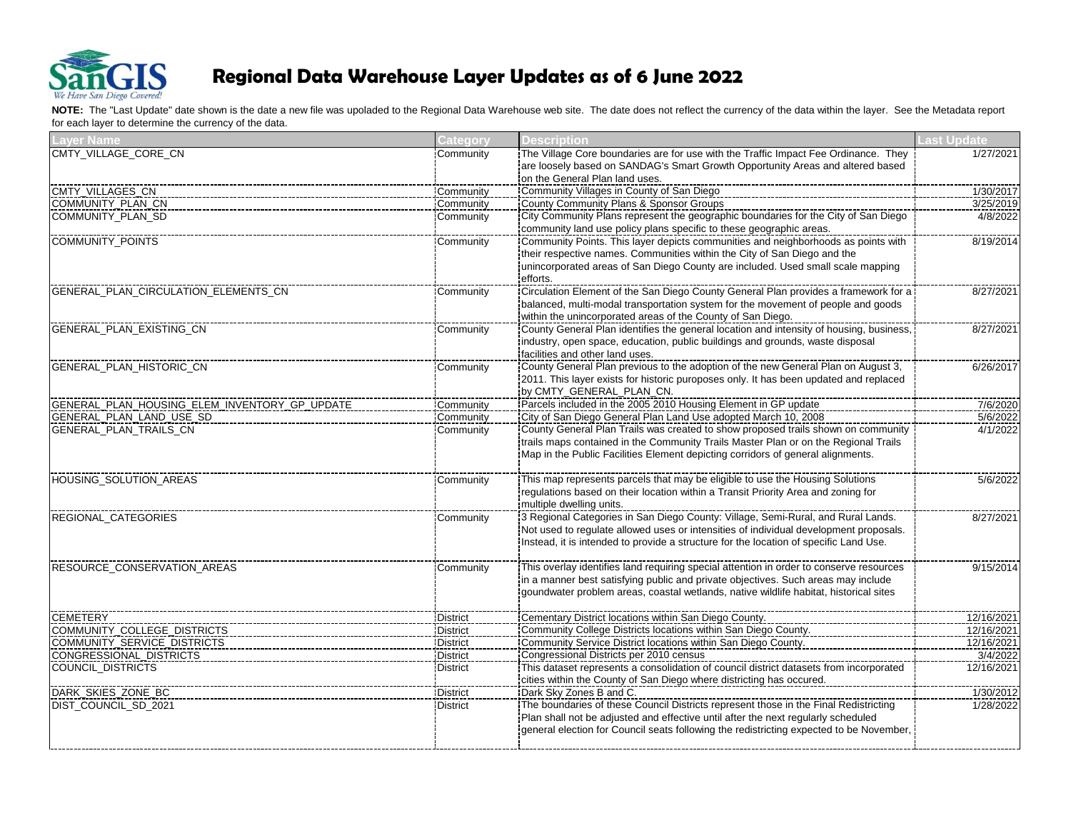# Regional Data Warehouse Layer Updates as of 6 June 2022

**NOTE:** The "Last Update" date shown is the date a new file was upoladed to the Regional Data Warehouse web site. The date does not reflect the currency of the data within the layer. See the Metadata report for each layer to determine the currency of the data.

| Layer Name | Category | Description | Last Update |
|---|---|---|---|
| CMTY_VILLAGE_CORE_CN | Community | The Village Core boundaries are for use with the Traffic Impact Fee Ordinance. They are loosely based on SANDAG's Smart Growth Opportunity Areas and altered based on the General Plan land uses. | 1/27/2021 |
| CMTY_VILLAGES_CN | Community | Community Villages in County of San Diego | 1/30/2017 |
| COMMUNITY_PLAN_CN | Community | County Community Plans & Sponsor Groups | 3/25/2019 |
| COMMUNITY_PLAN_SD | Community | City Community Plans represent the geographic boundaries for the City of San Diego community land use policy plans specific to these geographic areas. | 4/8/2022 |
| COMMUNITY_POINTS | Community | Community Points. This layer depicts communities and neighborhoods as points with their respective names. Communities within the City of San Diego and the unincorporated areas of San Diego County are included. Used small scale mapping efforts. | 8/19/2014 |
| GENERAL_PLAN_CIRCULATION_ELEMENTS_CN | Community | Circulation Element of the San Diego County General Plan provides a framework for a balanced, multi-modal transportation system for the movement of people and goods within the unincorporated areas of the County of San Diego. | 8/27/2021 |
| GENERAL_PLAN_EXISTING_CN | Community | County General Plan identifies the general location and intensity of housing, business, industry, open space, education, public buildings and grounds, waste disposal facilities and other land uses. | 8/27/2021 |
| GENERAL_PLAN_HISTORIC_CN | Community | County General Plan previous to the adoption of the new General Plan on August 3, 2011. This layer exists for historic puroposes only. It has been updated and replaced by CMTY_GENERAL_PLAN_CN. | 6/26/2017 |
| GENERAL_PLAN_HOUSING_ELEM_INVENTORY_GP_UPDATE | Community | Parcels included in the 2005 2010 Housing Element in GP update | 7/6/2020 |
| GENERAL_PLAN_LAND_USE_SD | Community | City of San Diego General Plan Land Use adopted March 10, 2008 | 5/6/2022 |
| GENERAL_PLAN_TRAILS_CN | Community | County General Plan Trails was created to show proposed trails shown on community trails maps contained in the Community Trails Master Plan or on the Regional Trails Map in the Public Facilities Element depicting corridors of general alignments. | 4/1/2022 |
| HOUSING_SOLUTION_AREAS | Community | This map represents parcels that may be eligible to use the Housing Solutions regulations based on their location within a Transit Priority Area and zoning for multiple dwelling units. | 5/6/2022 |
| REGIONAL_CATEGORIES | Community | 3 Regional Categories in San Diego County: Village, Semi-Rural, and Rural Lands. Not used to regulate allowed uses or intensities of individual development proposals. Instead, it is intended to provide a structure for the location of specific Land Use. | 8/27/2021 |
| RESOURCE_CONSERVATION_AREAS | Community | This overlay identifies land requiring special attention in order to conserve resources in a manner best satisfying public and private objectives. Such areas may include goundwater problem areas, coastal wetlands, native wildlife habitat, historical sites | 9/15/2014 |
| CEMETERY | District | Cementary District locations within San Diego County. | 12/16/2021 |
| COMMUNITY_COLLEGE_DISTRICTS | District | Community College Districts locations within San Diego County. | 12/16/2021 |
| COMMUNITY_SERVICE_DISTRICTS | District | Community Service District locations within San Diego County. | 12/16/2021 |
| CONGRESSIONAL_DISTRICTS | District | Congressional Districts per 2010 census | 3/4/2022 |
| COUNCIL_DISTRICTS | District | This dataset represents a consolidation of council district datasets from incorporated cities within the County of San Diego where districting has occured. | 12/16/2021 |
| DARK_SKIES_ZONE_BC | District | Dark Sky Zones B and C. | 1/30/2012 |
| DIST_COUNCIL_SD_2021 | District | The boundaries of these Council Districts represent those in the Final Redistricting Plan shall not be adjusted and effective until after the next regularly scheduled general election for Council seats following the redistricting expected to be November, | 1/28/2022 |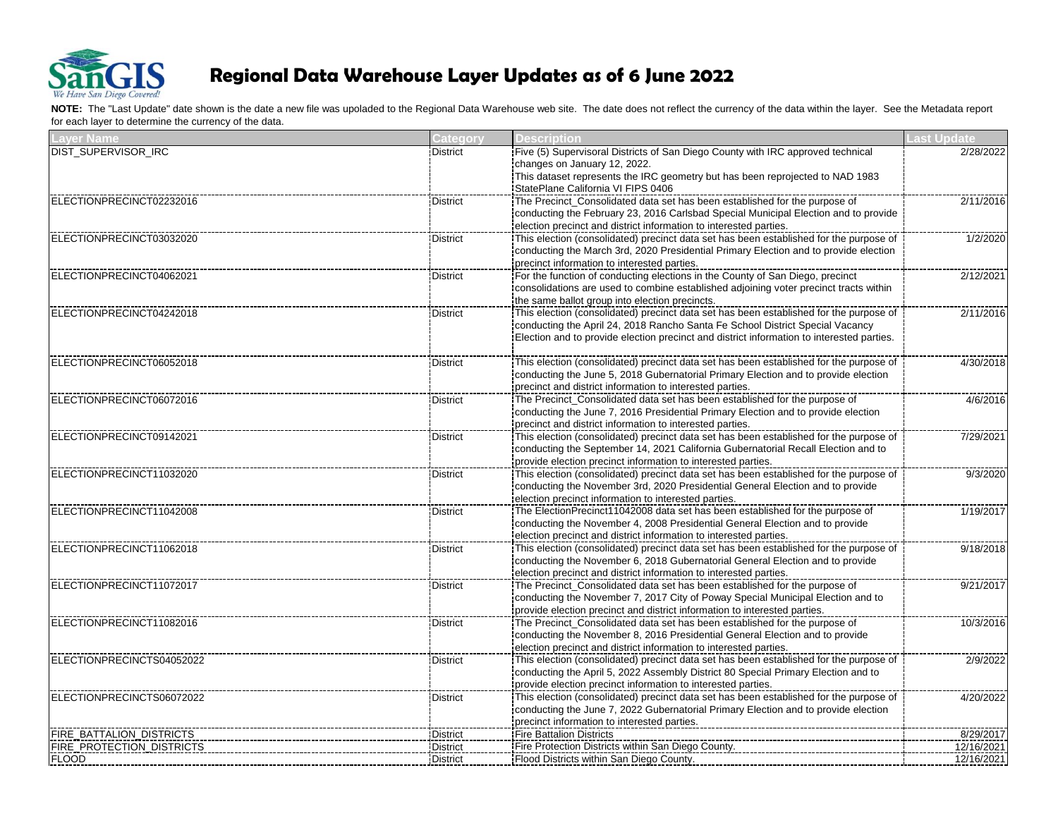# Regional Data Warehouse Layer Updates as of 6 June 2022

**NOTE:** The "Last Update" date shown is the date a new file was upoladed to the Regional Data Warehouse web site. The date does not reflect the currency of the data within the layer. See the Metadata report for each layer to determine the currency of the data.

| Layer Name | Category | Description | Last Update |
|---|---|---|---|
| DIST_SUPERVISOR_IRC | District | Five (5) Supervisoral Districts of San Diego County with IRC approved technical changes on January 12, 2022. This dataset represents the IRC geometry but has been reprojected to NAD 1983 StatePlane California VI FIPS 0406 | 2/28/2022 |
| ELECTIONPRECINCT02232016 | District | The Precinct_Consolidated data set has been established for the purpose of conducting the February 23, 2016 Carlsbad Special Municipal Election and to provide election precinct and district information to interested parties. | 2/11/2016 |
| ELECTIONPRECINCT03032020 | District | This election (consolidated) precinct data set has been established for the purpose of conducting the March 3rd, 2020 Presidential Primary Election and to provide election precinct information to interested parties. | 1/2/2020 |
| ELECTIONPRECINCT04062021 | District | For the function of conducting elections in the County of San Diego, precinct consolidations are used to combine established adjoining voter precinct tracts within the same ballot group into election precincts. | 2/12/2021 |
| ELECTIONPRECINCT04242018 | District | This election (consolidated) precinct data set has been established for the purpose of conducting the April 24, 2018 Rancho Santa Fe School District Special Vacancy Election and to provide election precinct and district information to interested parties. | 2/11/2016 |
| ELECTIONPRECINCT06052018 | District | This election (consolidated) precinct data set has been established for the purpose of conducting the June 5, 2018 Gubernatorial Primary Election and to provide election precinct and district information to interested parties. | 4/30/2018 |
| ELECTIONPRECINCT06072016 | District | The Precinct_Consolidated data set has been established for the purpose of conducting the June 7, 2016 Presidential Primary Election and to provide election precinct and district information to interested parties. | 4/6/2016 |
| ELECTIONPRECINCT09142021 | District | This election (consolidated) precinct data set has been established for the purpose of conducting the September 14, 2021 California Gubernatorial Recall Election and to provide election precinct information to interested parties. | 7/29/2021 |
| ELECTIONPRECINCT11032020 | District | This election (consolidated) precinct data set has been established for the purpose of conducting the November 3rd, 2020 Presidential General Election and to provide election precinct information to interested parties. | 9/3/2020 |
| ELECTIONPRECINCT11042008 | District | The ElectionPrecinct11042008 data set has been established for the purpose of conducting the November 4, 2008 Presidential General Election and to provide election precinct and district information to interested parties. | 1/19/2017 |
| ELECTIONPRECINCT11062018 | District | This election (consolidated) precinct data set has been established for the purpose of conducting the November 6, 2018 Gubernatorial General Election and to provide election precinct and district information to interested parties. | 9/18/2018 |
| ELECTIONPRECINCT11072017 | District | The Precinct_Consolidated data set has been established for the purpose of conducting the November 7, 2017 City of Poway Special Municipal Election and to provide election precinct and district information to interested parties. | 9/21/2017 |
| ELECTIONPRECINCT11082016 | District | The Precinct_Consolidated data set has been established for the purpose of conducting the November 8, 2016 Presidential General Election and to provide election precinct and district information to interested parties. | 10/3/2016 |
| ELECTIONPRECINCTS04052022 | District | This election (consolidated) precinct data set has been established for the purpose of conducting the April 5, 2022 Assembly District 80 Special Primary Election and to provide election precinct information to interested parties. | 2/9/2022 |
| ELECTIONPRECINCTS06072022 | District | This election (consolidated) precinct data set has been established for the purpose of conducting the June 7, 2022 Gubernatorial Primary Election and to provide election precinct information to interested parties. | 4/20/2022 |
| FIRE_BATTALION_DISTRICTS | District | Fire Battalion Districts | 8/29/2017 |
| FIRE_PROTECTION_DISTRICTS | District | Fire Protection Districts within San Diego County. | 12/16/2021 |
| FLOOD | District | Flood Districts within San Diego County. | 12/16/2021 |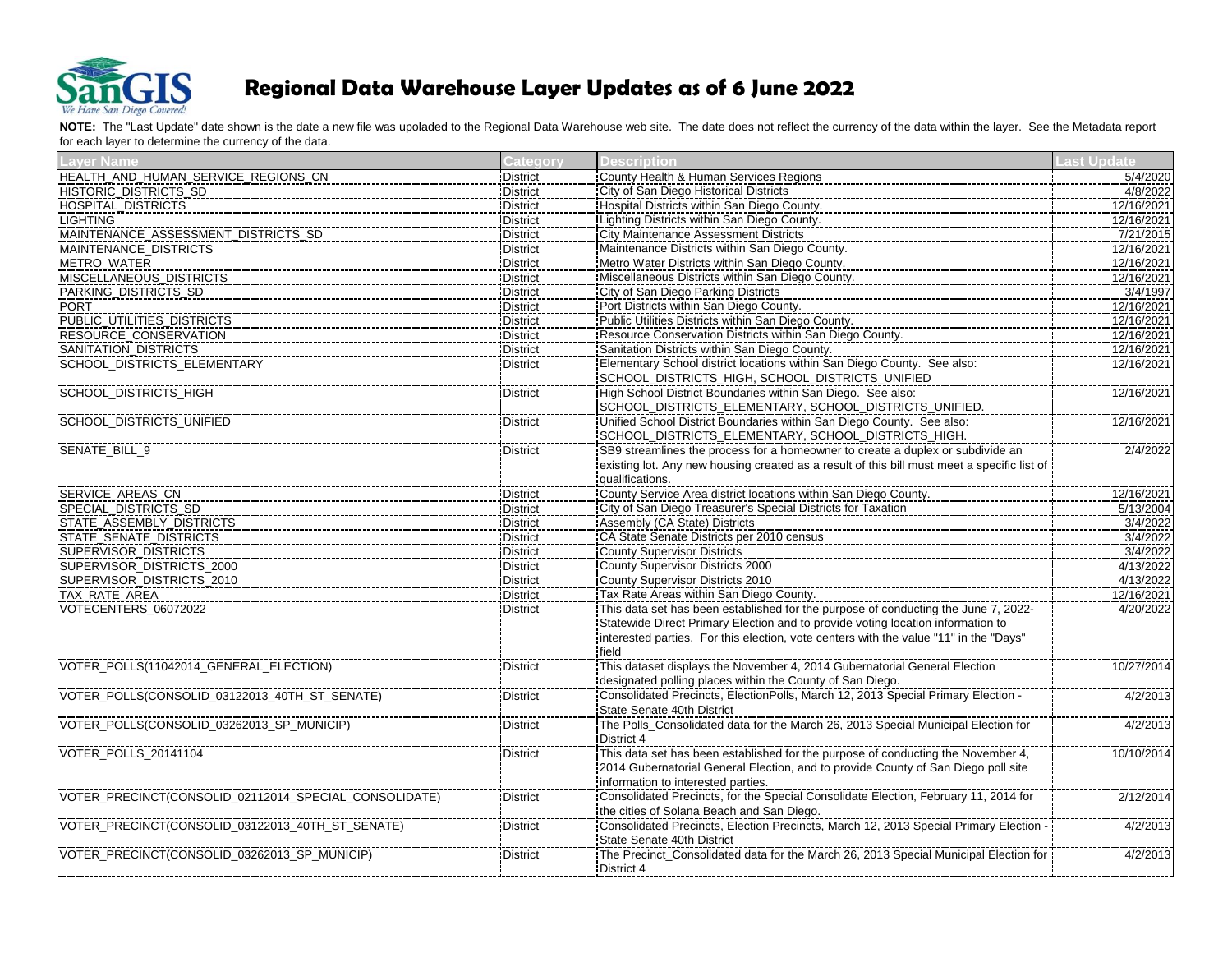# Regional Data Warehouse Layer Updates as of 6 June 2022

**NOTE:** The "Last Update" date shown is the date a new file was upoladed to the Regional Data Warehouse web site. The date does not reflect the currency of the data within the layer. See the Metadata report for each layer to determine the currency of the data.

| Layer Name | Category | Description | Last Update |
|---|---|---|---|
| HEALTH_AND_HUMAN_SERVICE_REGIONS_CN | District | County Health & Human Services Regions | 5/4/2020 |
| HISTORIC_DISTRICTS_SD | District | City of San Diego Historical Districts | 4/8/2022 |
| HOSPITAL_DISTRICTS | District | Hospital Districts within San Diego County. | 12/16/2021 |
| LIGHTING | District | Lighting Districts within San Diego County. | 12/16/2021 |
| MAINTENANCE_ASSESSMENT_DISTRICTS_SD | District | City Maintenance Assessment Districts | 7/21/2015 |
| MAINTENANCE_DISTRICTS | District | Maintenance Districts within San Diego County. | 12/16/2021 |
| METRO_WATER | District | Metro Water Districts within San Diego County. | 12/16/2021 |
| MISCELLANEOUS_DISTRICTS | District | Miscellaneous Districts within San Diego County. | 12/16/2021 |
| PARKING_DISTRICTS_SD | District | City of San Diego Parking Districts | 3/4/1997 |
| PORT | District | Port Districts within San Diego County. | 12/16/2021 |
| PUBLIC_UTILITIES_DISTRICTS | District | Public Utilities Districts within San Diego County. | 12/16/2021 |
| RESOURCE_CONSERVATION | District | Resource Conservation Districts within San Diego County. | 12/16/2021 |
| SANITATION_DISTRICTS | District | Sanitation Districts within San Diego County. | 12/16/2021 |
| SCHOOL_DISTRICTS_ELEMENTARY | District | Elementary School district locations within San Diego County. See also: SCHOOL_DISTRICTS_HIGH, SCHOOL_DISTRICTS_UNIFIED | 12/16/2021 |
| SCHOOL_DISTRICTS_HIGH | District | High School District Boundaries within San Diego. See also: SCHOOL_DISTRICTS_ELEMENTARY, SCHOOL_DISTRICTS_UNIFIED. | 12/16/2021 |
| SCHOOL_DISTRICTS_UNIFIED | District | Unified School District Boundaries within San Diego County. See also: SCHOOL_DISTRICTS_ELEMENTARY, SCHOOL_DISTRICTS_HIGH. | 12/16/2021 |
| SENATE_BILL_9 | District | SB9 streamlines the process for a homeowner to create a duplex or subdivide an existing lot. Any new housing created as a result of this bill must meet a specific list of qualifications. | 2/4/2022 |
| SERVICE_AREAS_CN | District | County Service Area district locations within San Diego County. | 12/16/2021 |
| SPECIAL_DISTRICTS_SD | District | City of San Diego Treasurer's Special Districts for Taxation | 5/13/2004 |
| STATE_ASSEMBLY_DISTRICTS | District | Assembly (CA State) Districts | 3/4/2022 |
| STATE_SENATE_DISTRICTS | District | CA State Senate Districts per 2010 census | 3/4/2022 |
| SUPERVISOR_DISTRICTS | District | County Supervisor Districts | 3/4/2022 |
| SUPERVISOR_DISTRICTS_2000 | District | County Supervisor Districts 2000 | 4/13/2022 |
| SUPERVISOR_DISTRICTS_2010 | District | County Supervisor Districts 2010 | 4/13/2022 |
| TAX_RATE_AREA | District | Tax Rate Areas within San Diego County. | 12/16/2021 |
| VOTECENTERS_06072022 | District | This data set has been established for the purpose of conducting the June 7, 2022- Statewide Direct Primary Election and to provide voting location information to interested parties. For this election, vote centers with the value "11" in the "Days" field | 4/20/2022 |
| VOTER_POLLS(11042014_GENERAL_ELECTION) | District | This dataset displays the November 4, 2014 Gubernatorial General Election designated polling places within the County of San Diego. | 10/27/2014 |
| VOTER_POLLS(CONSOLID_03122013_40TH_ST_SENATE) | District | Consolidated Precincts, ElectionPolls, March 12, 2013 Special Primary Election - State Senate 40th District | 4/2/2013 |
| VOTER_POLLS(CONSOLID_03262013_SP_MUNICIP) | District | The Polls_Consolidated data for the March 26, 2013 Special Municipal Election for District 4 | 4/2/2013 |
| VOTER_POLLS_20141104 | District | This data set has been established for the purpose of conducting the November 4, 2014 Gubernatorial General Election, and to provide County of San Diego poll site information to interested parties. | 10/10/2014 |
| VOTER_PRECINCT(CONSOLID_02112014_SPECIAL_CONSOLIDATE) | District | Consolidated Precincts, for the Special Consolidate Election, February 11, 2014 for the cities of Solana Beach and San Diego. | 2/12/2014 |
| VOTER_PRECINCT(CONSOLID_03122013_40TH_ST_SENATE) | District | Consolidated Precincts, Election Precincts, March 12, 2013 Special Primary Election - State Senate 40th District | 4/2/2013 |
| VOTER_PRECINCT(CONSOLID_03262013_SP_MUNICIP) | District | The Precinct_Consolidated data for the March 26, 2013 Special Municipal Election for District 4 | 4/2/2013 |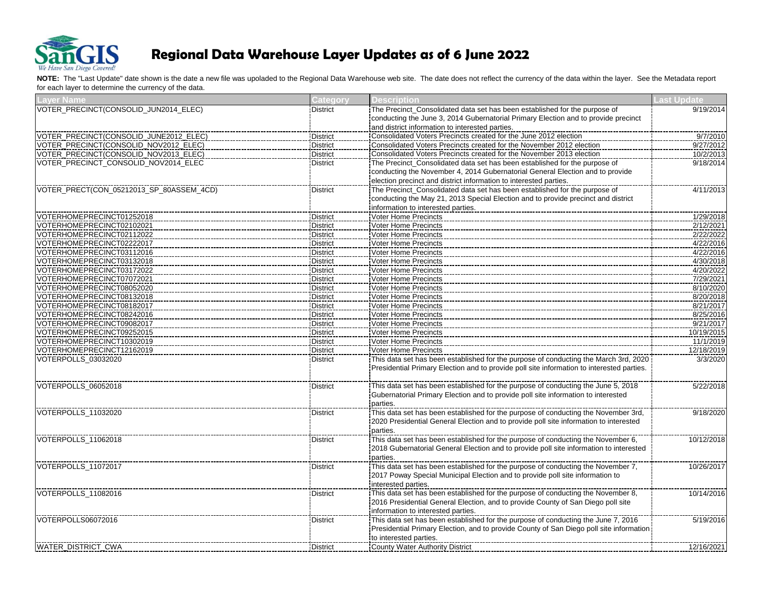# Regional Data Warehouse Layer Updates as of 6 June 2022

**NOTE:** The "Last Update" date shown is the date a new file was upoladed to the Regional Data Warehouse web site. The date does not reflect the currency of the data within the layer. See the Metadata report for each layer to determine the currency of the data.

| Layer Name | Category | Description | Last Update |
| --- | --- | --- | --- |
| VOTER_PRECINCT(CONSOLID_JUN2014_ELEC) | District | The Precinct_Consolidated data set has been established for the purpose of conducting the June 3, 2014 Gubernatorial Primary Election and to provide precinct and district information to interested parties. | 9/19/2014 |
| VOTER_PRECINCT(CONSOLID_JUNE2012_ELEC) | District | Consolidated Voters Precincts created for the June 2012 election | 9/7/2010 |
| VOTER_PRECINCT(CONSOLID_NOV2012_ELEC) | District | Consolidated Voters Precincts created for the November 2012 election | 9/27/2012 |
| VOTER_PRECINCT(CONSOLID_NOV2013_ELEC) | District | Consolidated Voters Precincts created for the November 2013 election | 10/2/2013 |
| VOTER_PRECINCT_CONSOLID_NOV2014_ELEC | District | The Precinct_Consolidated data set has been established for the purpose of conducting the November 4, 2014 Gubernatorial General Election and to provide election precinct and district information to interested parties. | 9/18/2014 |
| VOTER_PRECT(CON_05212013_SP_80ASSEM_4CD) | District | The Precinct_Consolidated data set has been established for the purpose of conducting the May 21, 2013 Special Election and to provide precinct and district information to interested parties. | 4/11/2013 |
| VOTERHOMEPRECINCT01252018 | District | Voter Home Precincts | 1/29/2018 |
| VOTERHOMEPRECINCT02102021 | District | Voter Home Precincts | 2/12/2021 |
| VOTERHOMEPRECINCT02112022 | District | Voter Home Precincts | 2/22/2022 |
| VOTERHOMEPRECINCT02222017 | District | Voter Home Precincts | 4/22/2016 |
| VOTERHOMEPRECINCT03112016 | District | Voter Home Precincts | 4/22/2016 |
| VOTERHOMEPRECINCT03132018 | District | Voter Home Precincts | 4/30/2018 |
| VOTERHOMEPRECINCT03172022 | District | Voter Home Precincts | 4/20/2022 |
| VOTERHOMEPRECINCT07072021 | District | Voter Home Precincts | 7/29/2021 |
| VOTERHOMEPRECINCT08052020 | District | Voter Home Precincts | 8/10/2020 |
| VOTERHOMEPRECINCT08132018 | District | Voter Home Precincts | 8/20/2018 |
| VOTERHOMEPRECINCT08182017 | District | Voter Home Precincts | 8/21/2017 |
| VOTERHOMEPRECINCT08242016 | District | Voter Home Precincts | 8/25/2016 |
| VOTERHOMEPRECINCT09082017 | District | Voter Home Precincts | 9/21/2017 |
| VOTERHOMEPRECINCT09252015 | District | Voter Home Precincts | 10/19/2015 |
| VOTERHOMEPRECINCT10302019 | District | Voter Home Precincts | 11/1/2019 |
| VOTERHOMEPRECINCT12162019 | District | Voter Home Precincts | 12/18/2019 |
| VOTERPOLLS_03032020 | District | This data set has been established for the purpose of conducting the March 3rd, 2020 Presidential Primary Election and to provide poll site information to interested parties. | 3/3/2020 |
| VOTERPOLLS_06052018 | District | This data set has been established for the purpose of conducting the June 5, 2018 Gubernatorial Primary Election and to provide poll site information to interested parties. | 5/22/2018 |
| VOTERPOLLS_11032020 | District | This data set has been established for the purpose of conducting the November 3rd, 2020 Presidential General Election and to provide poll site information to interested parties. | 9/18/2020 |
| VOTERPOLLS_11062018 | District | This data set has been established for the purpose of conducting the November 6, 2018 Gubernatorial General Election and to provide poll site information to interested parties. | 10/12/2018 |
| VOTERPOLLS_11072017 | District | This data set has been established for the purpose of conducting the November 7, 2017 Poway Special Municipal Election and to provide poll site information to interested parties. | 10/26/2017 |
| VOTERPOLLS_11082016 | District | This data set has been established for the purpose of conducting the November 8, 2016 Presidential General Election, and to provide County of San Diego poll site information to interested parties. | 10/14/2016 |
| VOTERPOLLS06072016 | District | This data set has been established for the purpose of conducting the June 7, 2016 Presidential Primary Election, and to provide County of San Diego poll site information to interested parties. | 5/19/2016 |
| WATER_DISTRICT_CWA | District | County Water Authority District | 12/16/2021 |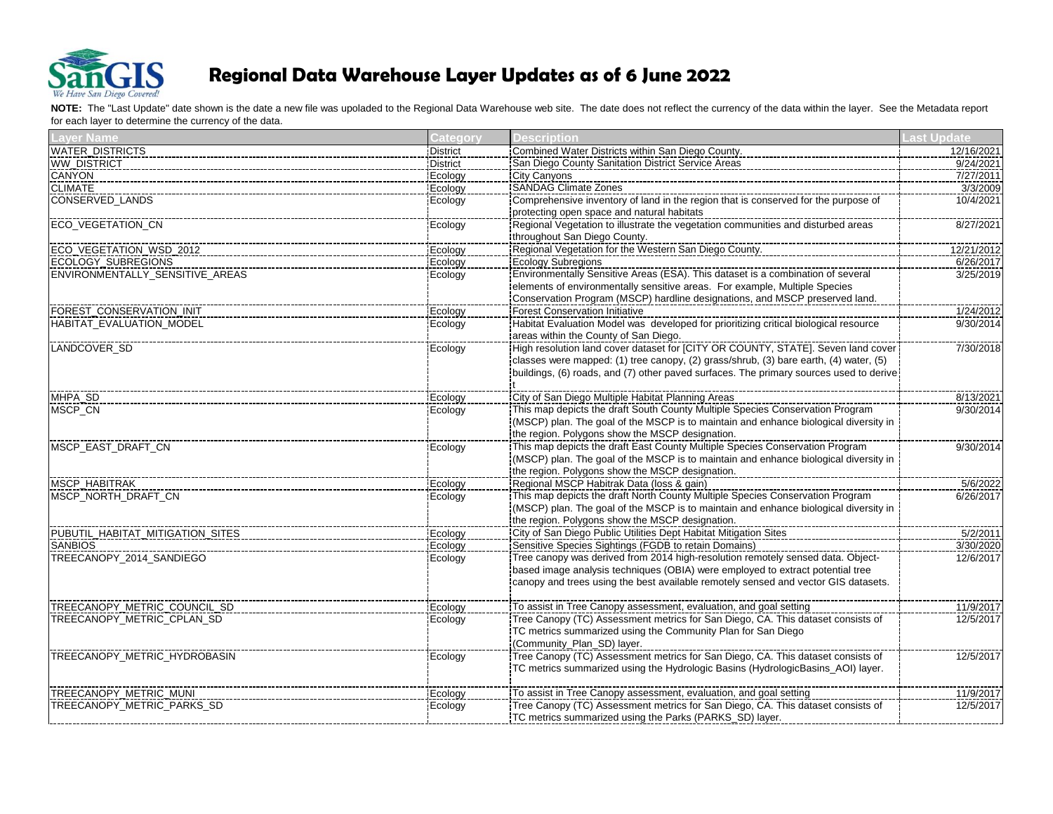# Regional Data Warehouse Layer Updates as of 6 June 2022

**NOTE:** The "Last Update" date shown is the date a new file was upoladed to the Regional Data Warehouse web site. The date does not reflect the currency of the data within the layer. See the Metadata report for each layer to determine the currency of the data.

| Layer Name | Category | Description | Last Update |
|---|---|---|---|
| WATER_DISTRICTS | District | Combined Water Districts within San Diego County. | 12/16/2021 |
| WW_DISTRICT | District | San Diego County Sanitation District Service Areas | 9/24/2021 |
| CANYON | Ecology | City Canyons | 7/27/2011 |
| CLIMATE | Ecology | SANDAG Climate Zones | 3/3/2009 |
| CONSERVED_LANDS | Ecology | Comprehensive inventory of land in the region that is conserved for the purpose of protecting open space and natural habitats | 10/4/2021 |
| ECO_VEGETATION_CN | Ecology | Regional Vegetation to illustrate the vegetation communities and disturbed areas throughout San Diego County. | 8/27/2021 |
| ECO_VEGETATION_WSD_2012 | Ecology | Regional Vegetation for the Western San Diego County. | 12/21/2012 |
| ECOLOGY_SUBREGIONS | Ecology | Ecology Subregions | 6/26/2017 |
| ENVIRONMENTALLY_SENSITIVE_AREAS | Ecology | Environmentally Sensitive Areas (ESA). This dataset is a combination of several elements of environmentally sensitive areas. For example, Multiple Species Conservation Program (MSCP) hardline designations, and MSCP preserved land. | 3/25/2019 |
| FOREST_CONSERVATION_INIT | Ecology | Forest Conservation Initiative | 1/24/2012 |
| HABITAT_EVALUATION_MODEL | Ecology | Habitat Evaluation Model was developed for prioritizing critical biological resource areas within the County of San Diego. | 9/30/2014 |
| LANDCOVER_SD | Ecology | High resolution land cover dataset for [CITY OR COUNTY, STATE]. Seven land cover classes were mapped: (1) tree canopy, (2) grass/shrub, (3) bare earth, (4) water, (5) buildings, (6) roads, and (7) other paved surfaces. The primary sources used to derive t | 7/30/2018 |
| MHPA_SD | Ecology | City of San Diego Multiple Habitat Planning Areas | 8/13/2021 |
| MSCP_CN | Ecology | This map depicts the draft South County Multiple Species Conservation Program (MSCP) plan. The goal of the MSCP is to maintain and enhance biological diversity in the region. Polygons show the MSCP designation. | 9/30/2014 |
| MSCP_EAST_DRAFT_CN | Ecology | This map depicts the draft East County Multiple Species Conservation Program (MSCP) plan. The goal of the MSCP is to maintain and enhance biological diversity in the region. Polygons show the MSCP designation. | 9/30/2014 |
| MSCP_HABITRAK | Ecology | Regional MSCP Habitrak Data (loss & gain) | 5/6/2022 |
| MSCP_NORTH_DRAFT_CN | Ecology | This map depicts the draft North County Multiple Species Conservation Program (MSCP) plan. The goal of the MSCP is to maintain and enhance biological diversity in the region. Polygons show the MSCP designation. | 6/26/2017 |
| PUBUTIL_HABITAT_MITIGATION_SITES | Ecology | City of San Diego Public Utilities Dept Habitat Mitigation Sites | 5/2/2011 |
| SANBIOS | Ecology | Sensitive Species Sightings (FGDB to retain Domains) | 3/30/2020 |
| TREECANOPY_2014_SANDIEGO | Ecology | Tree canopy was derived from 2014 high-resolution remotely sensed data. Object-based image analysis techniques (OBIA) were employed to extract potential tree canopy and trees using the best available remotely sensed and vector GIS datasets. | 12/6/2017 |
| TREECANOPY_METRIC_COUNCIL_SD | Ecology | To assist in Tree Canopy assessment, evaluation, and goal setting | 11/9/2017 |
| TREECANOPY_METRIC_CPLAN_SD | Ecology | Tree Canopy (TC) Assessment metrics for San Diego, CA. This dataset consists of TC metrics summarized using the Community Plan for San Diego (Community_Plan_SD) layer. | 12/5/2017 |
| TREECANOPY_METRIC_HYDROBASIN | Ecology | Tree Canopy (TC) Assessment metrics for San Diego, CA. This dataset consists of TC metrics summarized using the Hydrologic Basins (HydrologicBasins_AOI) layer. | 12/5/2017 |
| TREECANOPY_METRIC_MUNI | Ecology | To assist in Tree Canopy assessment, evaluation, and goal setting | 11/9/2017 |
| TREECANOPY_METRIC_PARKS_SD | Ecology | Tree Canopy (TC) Assessment metrics for San Diego, CA. This dataset consists of TC metrics summarized using the Parks (PARKS_SD) layer. | 12/5/2017 |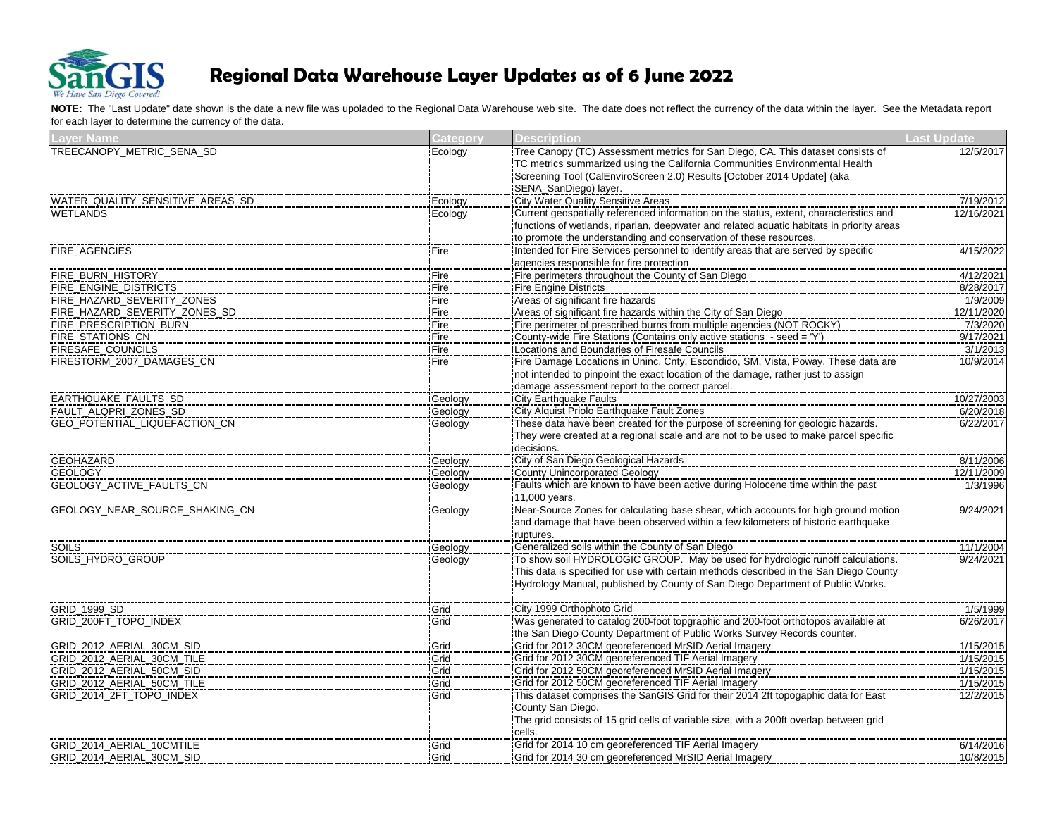# Regional Data Warehouse Layer Updates as of 6 June 2022

**NOTE:** The "Last Update" date shown is the date a new file was upoladed to the Regional Data Warehouse web site. The date does not reflect the currency of the data within the layer. See the Metadata report for each layer to determine the currency of the data.

| Layer Name | Category | Description | Last Update |
|---|---|---|---|
| TREECANOPY_METRIC_SENA_SD | Ecology | Tree Canopy (TC) Assessment metrics for San Diego, CA. This dataset consists of TC metrics summarized using the California Communities Environmental Health Screening Tool (CalEnviroScreen 2.0) Results [October 2014 Update] (aka SENA_SanDiego) layer. | 12/5/2017 |
| WATER_QUALITY_SENSITIVE_AREAS_SD | Ecology | City Water Quality Sensitive Areas | 7/19/2012 |
| WETLANDS | Ecology | Current geospatially referenced information on the status, extent, characteristics and functions of wetlands, riparian, deepwater and related aquatic habitats in priority areas to promote the understanding and conservation of these resources. | 12/16/2021 |
| FIRE_AGENCIES | Fire | Intended for Fire Services personnel to identify areas that are served by specific agencies responsible for fire protection | 4/15/2022 |
| FIRE_BURN_HISTORY | Fire | Fire perimeters throughout the County of San Diego | 4/12/2021 |
| FIRE_ENGINE_DISTRICTS | Fire | Fire Engine Districts | 8/28/2017 |
| FIRE_HAZARD_SEVERITY_ZONES | Fire | Areas of significant fire hazards | 1/9/2009 |
| FIRE_HAZARD_SEVERITY_ZONES_SD | Fire | Areas of significant fire hazards within the City of San Diego | 12/11/2020 |
| FIRE_PRESCRIPTION_BURN | Fire | Fire perimeter of prescribed burns from multiple agencies (NOT ROCKY) | 7/3/2020 |
| FIRE_STATIONS_CN | Fire | County-wide Fire Stations (Contains only active stations - seed = 'Y') | 9/17/2021 |
| FIRESAFE_COUNCILS | Fire | Locations and Boundaries of Firesafe Councils | 3/1/2013 |
| FIRESTORM_2007_DAMAGES_CN | Fire | Fire Damage Locations in Uninc. Cnty, Escondido, SM, Vista, Poway. These data are not intended to pinpoint the exact location of the damage, rather just to assign damage assessment report to the correct parcel. | 10/9/2014 |
| EARTHQUAKE_FAULTS_SD | Geology | City Earthquake Faults | 10/27/2003 |
| FAULT_ALQPRI_ZONES_SD | Geology | City Alquist Priolo Earthquake Fault Zones | 6/20/2018 |
| GEO_POTENTIAL_LIQUEFACTION_CN | Geology | These data have been created for the purpose of screening for geologic hazards. They were created at a regional scale and are not to be used to make parcel specific decisions. | 6/22/2017 |
| GEOHAZARD | Geology | City of San Diego Geological Hazards | 8/11/2006 |
| GEOLOGY | Geology | County Unincorporated Geology | 12/11/2009 |
| GEOLOGY_ACTIVE_FAULTS_CN | Geology | Faults which are known to have been active during Holocene time within the past 11,000 years. | 1/3/1996 |
| GEOLOGY_NEAR_SOURCE_SHAKING_CN | Geology | Near-Source Zones for calculating base shear, which accounts for high ground motion and damage that have been observed within a few kilometers of historic earthquake ruptures. | 9/24/2021 |
| SOILS | Geology | Generalized soils within the County of San Diego | 11/1/2004 |
| SOILS_HYDRO_GROUP | Geology | To show soil HYDROLOGIC GROUP. May be used for hydrologic runoff calculations. This data is specified for use with certain methods described in the San Diego County Hydrology Manual, published by County of San Diego Department of Public Works. | 9/24/2021 |
| GRID_1999_SD | Grid | City 1999 Orthophoto Grid | 1/5/1999 |
| GRID_200FT_TOPO_INDEX | Grid | Was generated to catalog 200-foot topgraphic and 200-foot orthotopos available at the San Diego County Department of Public Works Survey Records counter. | 6/26/2017 |
| GRID_2012_AERIAL_30CM_SID | Grid | Grid for 2012 30CM georeferenced MrSID Aerial Imagery | 1/15/2015 |
| GRID_2012_AERIAL_30CM_TILE | Grid | Grid for 2012 30CM georeferenced TIF Aerial Imagery | 1/15/2015 |
| GRID_2012_AERIAL_50CM_SID | Grid | Grid for 2012 50CM georeferenced MrSID Aerial Imagery | 1/15/2015 |
| GRID_2012_AERIAL_50CM_TILE | Grid | Grid for 2012 50CM georeferenced TIF Aerial Imagery | 1/15/2015 |
| GRID_2014_2FT_TOPO_INDEX | Grid | This dataset comprises the SanGIS Grid for their 2014 2ft topogaphic data for East County San Diego. The grid consists of 15 grid cells of variable size, with a 200ft overlap between grid cells. | 12/2/2015 |
| GRID_2014_AERIAL_10CMTILE | Grid | Grid for 2014 10 cm georeferenced TIF Aerial Imagery | 6/14/2016 |
| GRID_2014_AERIAL_30CM_SID | Grid | Grid for 2014 30 cm georeferenced MrSID Aerial Imagery | 10/8/2015 |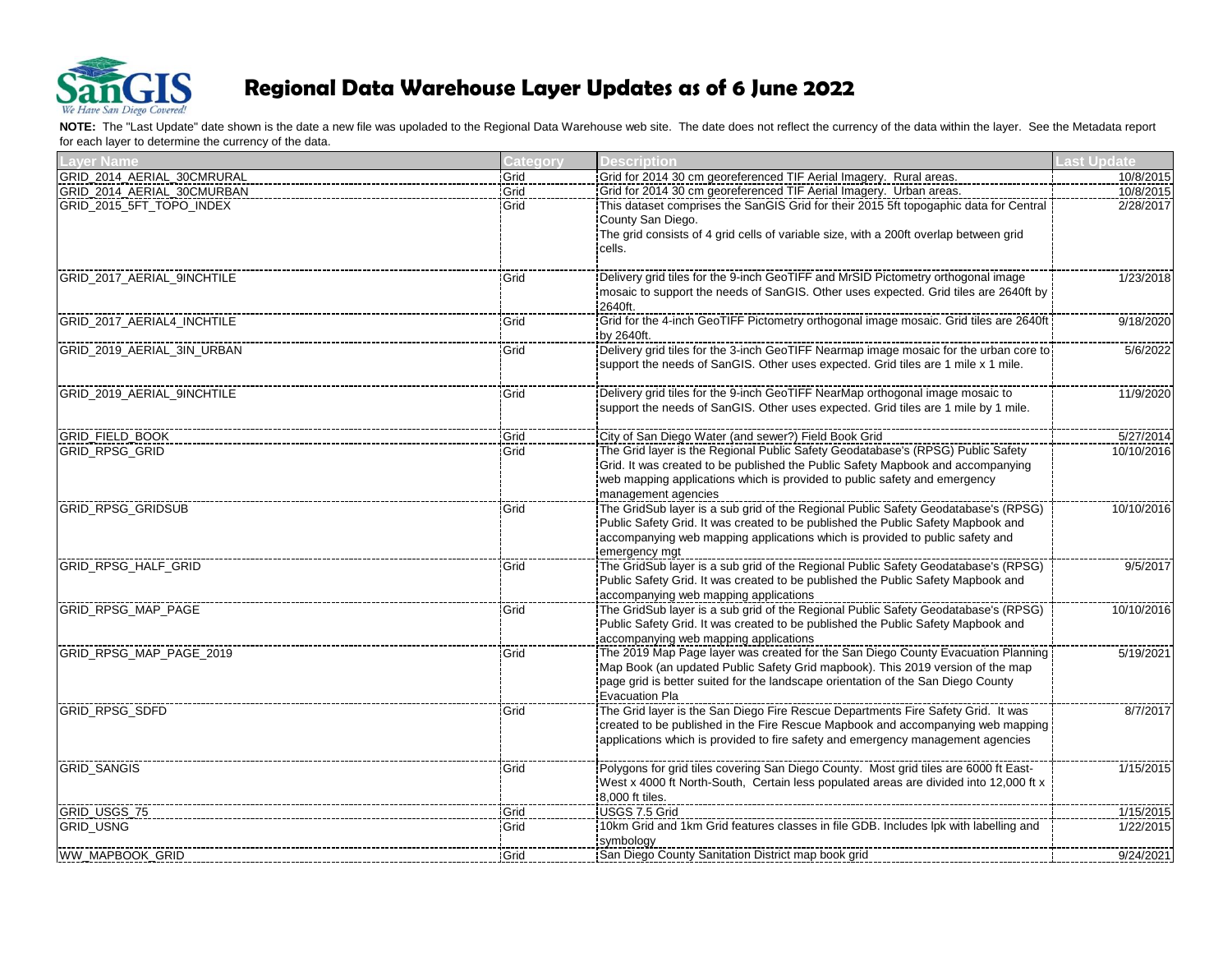# Regional Data Warehouse Layer Updates as of 6 June 2022

**NOTE:** The "Last Update" date shown is the date a new file was upoladed to the Regional Data Warehouse web site. The date does not reflect the currency of the data within the layer. See the Metadata report for each layer to determine the currency of the data.

| Layer Name | Category | Description | Last Update |
|---|---|---|---|
| GRID_2014_AERIAL_30CMRURAL | Grid | Grid for 2014 30 cm georeferenced TIF Aerial Imagery. Rural areas. | 10/8/2015 |
| GRID_2014_AERIAL_30CMURBAN | Grid | Grid for 2014 30 cm georeferenced TIF Aerial Imagery. Urban areas. | 10/8/2015 |
| GRID_2015_5FT_TOPO_INDEX | Grid | This dataset comprises the SanGIS Grid for their 2015 5ft topogaphic data for Central County San Diego. The grid consists of 4 grid cells of variable size, with a 200ft overlap between grid cells. | 2/28/2017 |
| GRID_2017_AERIAL_9INCHTILE | Grid | Delivery grid tiles for the 9-inch GeoTIFF and MrSID Pictometry orthogonal image mosaic to support the needs of SanGIS. Other uses expected. Grid tiles are 2640ft by 2640ft. | 1/23/2018 |
| GRID_2017_AERIAL4_INCHTILE | Grid | Grid for the 4-inch GeoTIFF Pictometry orthogonal image mosaic. Grid tiles are 2640ft by 2640ft. | 9/18/2020 |
| GRID_2019_AERIAL_3IN_URBAN | Grid | Delivery grid tiles for the 3-inch GeoTIFF Nearmap image mosaic for the urban core to support the needs of SanGIS. Other uses expected. Grid tiles are 1 mile x 1 mile. | 5/6/2022 |
| GRID_2019_AERIAL_9INCHTILE | Grid | Delivery grid tiles for the 9-inch GeoTIFF NearMap orthogonal image mosaic to support the needs of SanGIS. Other uses expected. Grid tiles are 1 mile by 1 mile. | 11/9/2020 |
| GRID_FIELD_BOOK | Grid | City of San Diego Water (and sewer?) Field Book Grid | 5/27/2014 |
| GRID_RPSG_GRID | Grid | The Grid layer is the Regional Public Safety Geodatabase's (RPSG) Public Safety Grid. It was created to be published the Public Safety Mapbook and accompanying web mapping applications which is provided to public safety and emergency management agencies | 10/10/2016 |
| GRID_RPSG_GRIDSUB | Grid | The GridSub layer is a sub grid of the Regional Public Safety Geodatabase's (RPSG) Public Safety Grid. It was created to be published the Public Safety Mapbook and accompanying web mapping applications which is provided to public safety and emergency mgt | 10/10/2016 |
| GRID_RPSG_HALF_GRID | Grid | The GridSub layer is a sub grid of the Regional Public Safety Geodatabase's (RPSG) Public Safety Grid. It was created to be published the Public Safety Mapbook and accompanying web mapping applications | 9/5/2017 |
| GRID_RPSG_MAP_PAGE | Grid | The GridSub layer is a sub grid of the Regional Public Safety Geodatabase's (RPSG) Public Safety Grid. It was created to be published the Public Safety Mapbook and accompanying web mapping applications | 10/10/2016 |
| GRID_RPSG_MAP_PAGE_2019 | Grid | The 2019 Map Page layer was created for the San Diego County Evacuation Planning Map Book (an updated Public Safety Grid mapbook). This 2019 version of the map page grid is better suited for the landscape orientation of the San Diego County Evacuation Pla | 5/19/2021 |
| GRID_RPSG_SDFD | Grid | The Grid layer is the San Diego Fire Rescue Departments Fire Safety Grid. It was created to be published in the Fire Rescue Mapbook and accompanying web mapping applications which is provided to fire safety and emergency management agencies | 8/7/2017 |
| GRID_SANGIS | Grid | Polygons for grid tiles covering San Diego County. Most grid tiles are 6000 ft East-West x 4000 ft North-South, Certain less populated areas are divided into 12,000 ft x 8,000 ft tiles. | 1/15/2015 |
| GRID_USGS_75 | Grid | USGS 7.5 Grid | 1/15/2015 |
| GRID_USNG | Grid | 10km Grid and 1km Grid features classes in file GDB. Includes lpk with labelling and symbology | 1/22/2015 |
| WW_MAPBOOK_GRID | Grid | San Diego County Sanitation District map book grid | 9/24/2021 |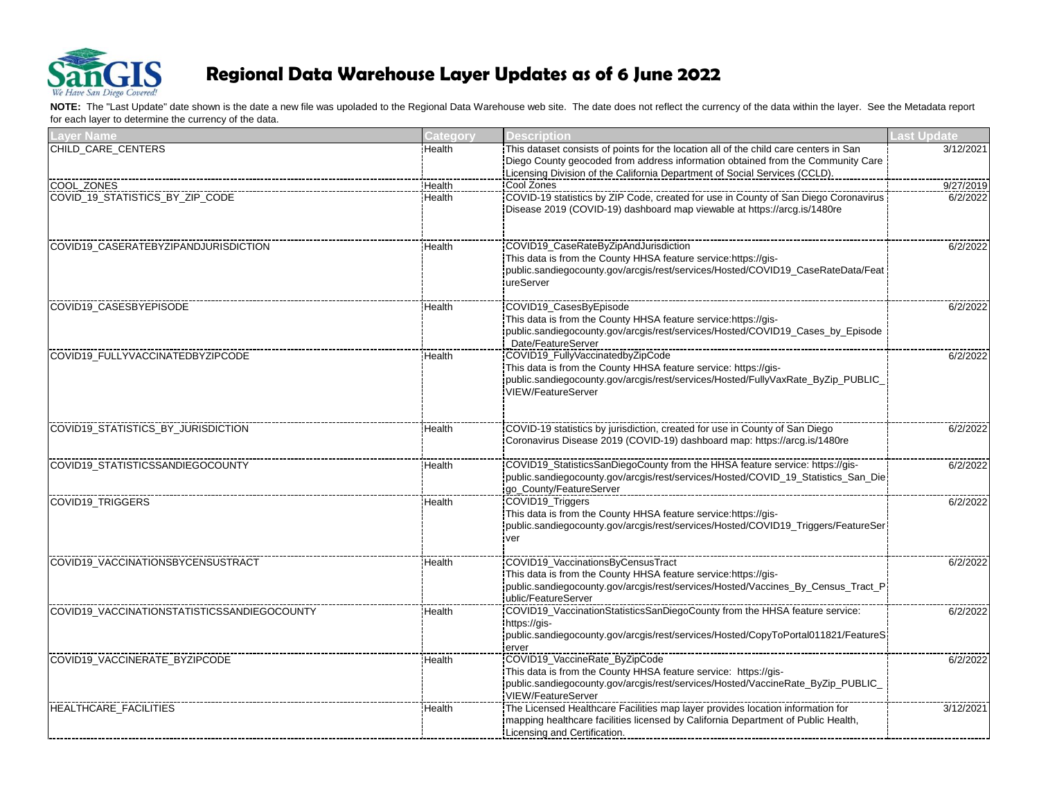# Regional Data Warehouse Layer Updates as of 6 June 2022

**NOTE:** The "Last Update" date shown is the date a new file was upoladed to the Regional Data Warehouse web site. The date does not reflect the currency of the data within the layer. See the Metadata report for each layer to determine the currency of the data.

| Layer Name | Category | Description | Last Update |
|---|---|---|---|
| CHILD_CARE_CENTERS | Health | This dataset consists of points for the location all of the child care centers in San Diego County geocoded from address information obtained from the Community Care Licensing Division of the California Department of Social Services (CCLD). | 3/12/2021 |
| COOL_ZONES | Health | Cool Zones | 9/27/2019 |
| COVID_19_STATISTICS_BY_ZIP_CODE | Health | COVID-19 statistics by ZIP Code, created for use in County of San Diego Coronavirus Disease 2019 (COVID-19) dashboard map viewable at https://arcg.is/1480re | 6/2/2022 |
| COVID19_CASERATEBYZIPANDJURISDICTION | Health | COVID19_CaseRateByZipAndJurisdiction This data is from the County HHSA feature service:https://gis-public.sandiegocounty.gov/arcgis/rest/services/Hosted/COVID19_CaseRateData/FeatureServer | 6/2/2022 |
| COVID19_CASESBYEPISODE | Health | COVID19_CasesByEpisode This data is from the County HHSA feature service:https://gis-public.sandiegocounty.gov/arcgis/rest/services/Hosted/COVID19_Cases_by_Episode_Date/FeatureServer | 6/2/2022 |
| COVID19_FULLYVACCINATEDBYZIPCODE | Health | COVID19_FullyVaccinatedbyZipCode This data is from the County HHSA feature service: https://gis-public.sandiegocounty.gov/arcgis/rest/services/Hosted/FullyVaxRate_ByZip_PUBLIC_VIEW/FeatureServer | 6/2/2022 |
| COVID19_STATISTICS_BY_JURISDICTION | Health | COVID-19 statistics by jurisdiction, created for use in County of San Diego Coronavirus Disease 2019 (COVID-19) dashboard map: https://arcg.is/1480re | 6/2/2022 |
| COVID19_STATISTICSSANDIEGOCOUNTY | Health | COVID19_StatisticsSanDiegoCounty from the HHSA feature service: https://gis-public.sandiegocounty.gov/arcgis/rest/services/Hosted/COVID_19_Statistics_San_Diego_County/FeatureServer | 6/2/2022 |
| COVID19_TRIGGERS | Health | COVID19_Triggers This data is from the County HHSA feature service:https://gis-public.sandiegocounty.gov/arcgis/rest/services/Hosted/COVID19_Triggers/FeatureServer | 6/2/2022 |
| COVID19_VACCINATIONSBYCENSUSTRACT | Health | COVID19_VaccinationsByCensusTract This data is from the County HHSA feature service:https://gis-public.sandiegocounty.gov/arcgis/rest/services/Hosted/Vaccines_By_Census_Tract_Public/FeatureServer | 6/2/2022 |
| COVID19_VACCINATIONSTATISTICSSANDIEGOCOUNTY | Health | COVID19_VaccinationStatisticsSanDiegoCounty from the HHSA feature service: https://gis-public.sandiegocounty.gov/arcgis/rest/services/Hosted/CopyToPortal011821/FeatureServer | 6/2/2022 |
| COVID19_VACCINERATE_BYZIPCODE | Health | COVID19_VaccineRate_ByZipCode This data is from the County HHSA feature service: https://gis-public.sandiegocounty.gov/arcgis/rest/services/Hosted/VaccineRate_ByZip_PUBLIC_VIEW/FeatureServer | 6/2/2022 |
| HEALTHCARE_FACILITIES | Health | The Licensed Healthcare Facilities map layer provides location information for mapping healthcare facilities licensed by California Department of Public Health, Licensing and Certification. | 3/12/2021 |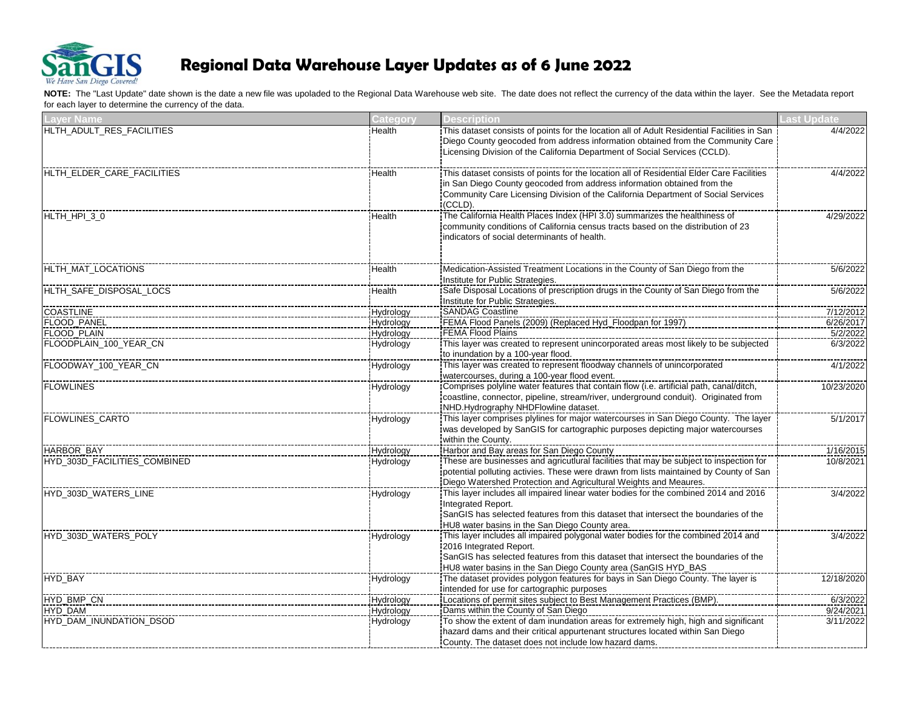# Regional Data Warehouse Layer Updates as of 6 June 2022

**NOTE:** The "Last Update" date shown is the date a new file was upoladed to the Regional Data Warehouse web site. The date does not reflect the currency of the data within the layer. See the Metadata report for each layer to determine the currency of the data.

| Layer Name | Category | Description | Last Update |
|---|---|---|---|
| HLTH_ADULT_RES_FACILITIES | Health | This dataset consists of points for the location all of Adult Residential Facilities in San Diego County geocoded from address information obtained from the Community Care Licensing Division of the California Department of Social Services (CCLD). | 4/4/2022 |
| HLTH_ELDER_CARE_FACILITIES | Health | This dataset consists of points for the location all of Residential Elder Care Facilities in San Diego County geocoded from address information obtained from the Community Care Licensing Division of the California Department of Social Services (CCLD). | 4/4/2022 |
| HLTH_HPI_3_0 | Health | The California Health Places Index (HPI 3.0) summarizes the healthiness of community conditions of California census tracts based on the distribution of 23 indicators of social determinants of health. | 4/29/2022 |
| HLTH_MAT_LOCATIONS | Health | Medication-Assisted Treatment Locations in the County of San Diego from the Institute for Public Strategies. | 5/6/2022 |
| HLTH_SAFE_DISPOSAL_LOCS | Health | Safe Disposal Locations of prescription drugs in the County of San Diego from the Institute for Public Strategies. | 5/6/2022 |
| COASTLINE | Hydrology | SANDAG Coastline | 7/12/2012 |
| FLOOD_PANEL | Hydrology | FEMA Flood Panels (2009) (Replaced Hyd_Floodpan for 1997) | 6/26/2017 |
| FLOOD_PLAIN | Hydrology | FEMA Flood Plains | 5/2/2022 |
| FLOODPLAIN_100_YEAR_CN | Hydrology | This layer was created to represent unincorporated areas most likely to be subjected to inundation by a 100-year flood. | 6/3/2022 |
| FLOODWAY_100_YEAR_CN | Hydrology | This layer was created to represent floodway channels of unincorporated watercourses, during a 100-year flood event. | 4/1/2022 |
| FLOWLINES | Hydrology | Comprises polyline water features that contain flow (i.e. artificial path, canal/ditch, coastline, connector, pipeline, stream/river, underground conduit). Originated from NHD.Hydrography NHDFlowline dataset. | 10/23/2020 |
| FLOWLINES_CARTO | Hydrology | This layer comprises plylines for major watercourses in San Diego County. The layer was developed by SanGIS for cartographic purposes depicting major watercourses within the County. | 5/1/2017 |
| HARBOR_BAY | Hydrology | Harbor and Bay areas for San Diego County | 1/16/2015 |
| HYD_303D_FACILITIES_COMBINED | Hydrology | These are businesses and agricutlural facilities that may be subject to inspection for potential polluting activies. These were drawn from lists maintained by County of San Diego Watershed Protection and Agricultural Weights and Meaures. | 10/8/2021 |
| HYD_303D_WATERS_LINE | Hydrology | This layer includes all impaired linear water bodies for the combined 2014 and 2016 Integrated Report.<br>SanGIS has selected features from this dataset that intersect the boundaries of the HU8 water basins in the San Diego County area. | 3/4/2022 |
| HYD_303D_WATERS_POLY | Hydrology | This layer includes all impaired polygonal water bodies for the combined 2014 and 2016 Integrated Report.<br>SanGIS has selected features from this dataset that intersect the boundaries of the HU8 water basins in the San Diego County area (SanGIS HYD_BAS | 3/4/2022 |
| HYD_BAY | Hydrology | The dataset provides polygon features for bays in San Diego County. The layer is intended for use for cartographic purposes | 12/18/2020 |
| HYD_BMP_CN | Hydrology | Locations of permit sites subject to Best Management Practices (BMP). | 6/3/2022 |
| HYD_DAM | Hydrology | Dams within the County of San Diego | 9/24/2021 |
| HYD_DAM_INUNDATION_DSOD | Hydrology | To show the extent of dam inundation areas for extremely high, high and significant hazard dams and their critical appurtenant structures located within San Diego County. The dataset does not include low hazard dams. | 3/11/2022 |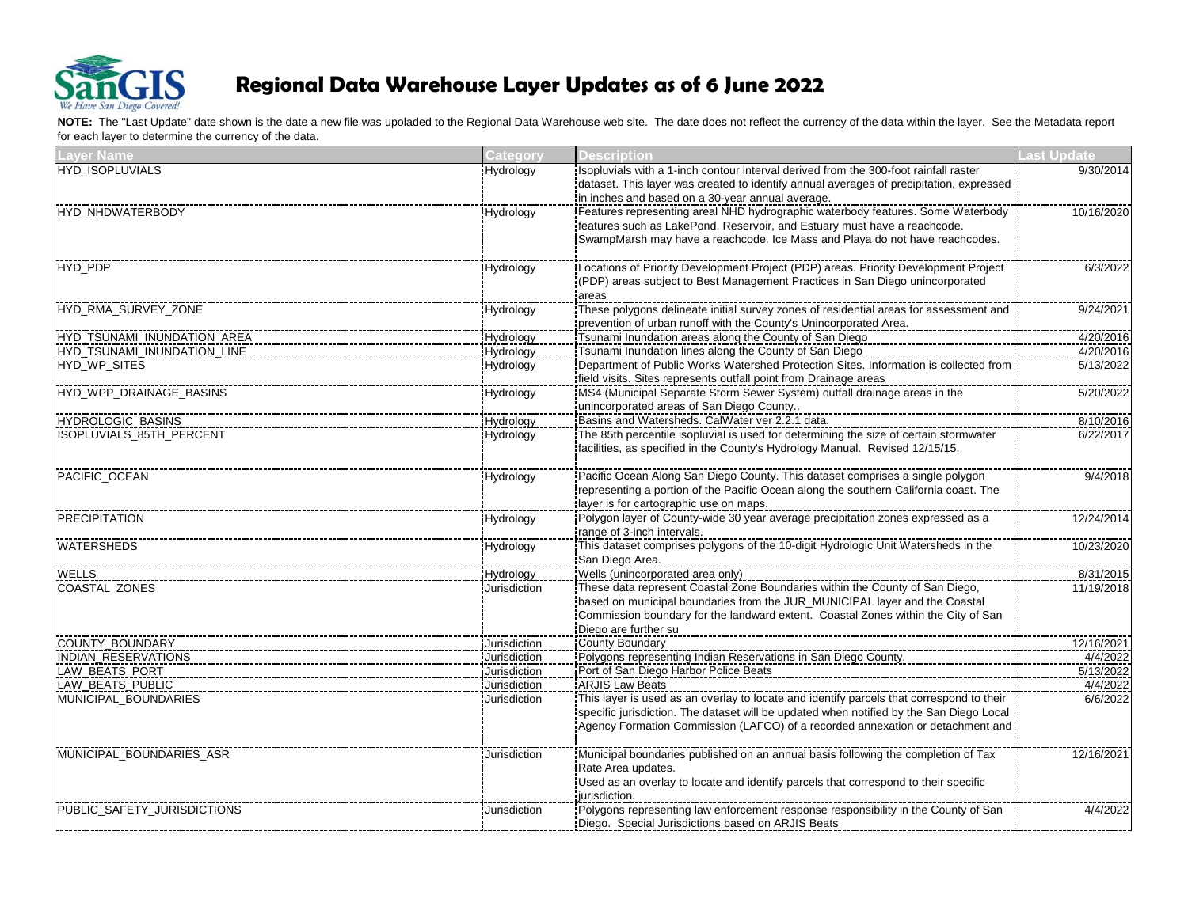# Regional Data Warehouse Layer Updates as of 6 June 2022

**NOTE:** The "Last Update" date shown is the date a new file was upoladed to the Regional Data Warehouse web site. The date does not reflect the currency of the data within the layer. See the Metadata report for each layer to determine the currency of the data.

| Layer Name | Category | Description | Last Update |
|---|---|---|---|
| HYD_ISOPLUVIALS | Hydrology | Isopluvials with a 1-inch contour interval derived from the 300-foot rainfall raster dataset. This layer was created to identify annual averages of precipitation, expressed in inches and based on a 30-year annual average. | 9/30/2014 |
| HYD_NHDWATERBODY | Hydrology | Features representing areal NHD hydrographic waterbody features. Some Waterbody features such as LakePond, Reservoir, and Estuary must have a reachcode. SwampMarsh may have a reachcode. Ice Mass and Playa do not have reachcodes. | 10/16/2020 |
| HYD_PDP | Hydrology | Locations of Priority Development Project (PDP) areas. Priority Development Project (PDP) areas subject to Best Management Practices in San Diego unincorporated areas | 6/3/2022 |
| HYD_RMA_SURVEY_ZONE | Hydrology | These polygons delineate initial survey zones of residential areas for assessment and prevention of urban runoff with the County's Unincorporated Area. | 9/24/2021 |
| HYD_TSUNAMI_INUNDATION_AREA | Hydrology | Tsunami Inundation areas along the County of San Diego | 4/20/2016 |
| HYD_TSUNAMI_INUNDATION_LINE | Hydrology | Tsunami Inundation lines along the County of San Diego | 4/20/2016 |
| HYD_WP_SITES | Hydrology | Department of Public Works Watershed Protection Sites. Information is collected from field visits. Sites represents outfall point from Drainage areas | 5/13/2022 |
| HYD_WPP_DRAINAGE_BASINS | Hydrology | MS4 (Municipal Separate Storm Sewer System) outfall drainage areas in the unincorporated areas of San Diego County.. | 5/20/2022 |
| HYDROLOGIC_BASINS | Hydrology | Basins and Watersheds. CalWater ver 2.2.1 data. | 8/10/2016 |
| ISOPLUVIALS_85TH_PERCENT | Hydrology | The 85th percentile isopluvial is used for determining the size of certain stormwater facilities, as specified in the County's Hydrology Manual. Revised 12/15/15. | 6/22/2017 |
| PACIFIC_OCEAN | Hydrology | Pacific Ocean Along San Diego County. This dataset comprises a single polygon representing a portion of the Pacific Ocean along the southern California coast. The layer is for cartographic use on maps. | 9/4/2018 |
| PRECIPITATION | Hydrology | Polygon layer of County-wide 30 year average precipitation zones expressed as a range of 3-inch intervals. | 12/24/2014 |
| WATERSHEDS | Hydrology | This dataset comprises polygons of the 10-digit Hydrologic Unit Watersheds in the San Diego Area. | 10/23/2020 |
| WELLS | Hydrology | Wells (unincorporated area only) | 8/31/2015 |
| COASTAL_ZONES | Jurisdiction | These data represent Coastal Zone Boundaries within the County of San Diego, based on municipal boundaries from the JUR_MUNICIPAL layer and the Coastal Commission boundary for the landward extent. Coastal Zones within the City of San Diego are further su | 11/19/2018 |
| COUNTY_BOUNDARY | Jurisdiction | County Boundary | 12/16/2021 |
| INDIAN_RESERVATIONS | Jurisdiction | Polygons representing Indian Reservations in San Diego County. | 4/4/2022 |
| LAW_BEATS_PORT | Jurisdiction | Port of San Diego Harbor Police Beats | 5/13/2022 |
| LAW_BEATS_PUBLIC | Jurisdiction | ARJIS Law Beats | 4/4/2022 |
| MUNICIPAL_BOUNDARIES | Jurisdiction | This layer is used as an overlay to locate and identify parcels that correspond to their specific jurisdiction. The dataset will be updated when notified by the San Diego Local Agency Formation Commission (LAFCO) of a recorded annexation or detachment and | 6/6/2022 |
| MUNICIPAL_BOUNDARIES_ASR | Jurisdiction | Municipal boundaries published on an annual basis following the completion of Tax Rate Area updates. Used as an overlay to locate and identify parcels that correspond to their specific jurisdiction. | 12/16/2021 |
| PUBLIC_SAFETY_JURISDICTIONS | Jurisdiction | Polygons representing law enforcement response responsibility in the County of San Diego. Special Jurisdictions based on ARJIS Beats | 4/4/2022 |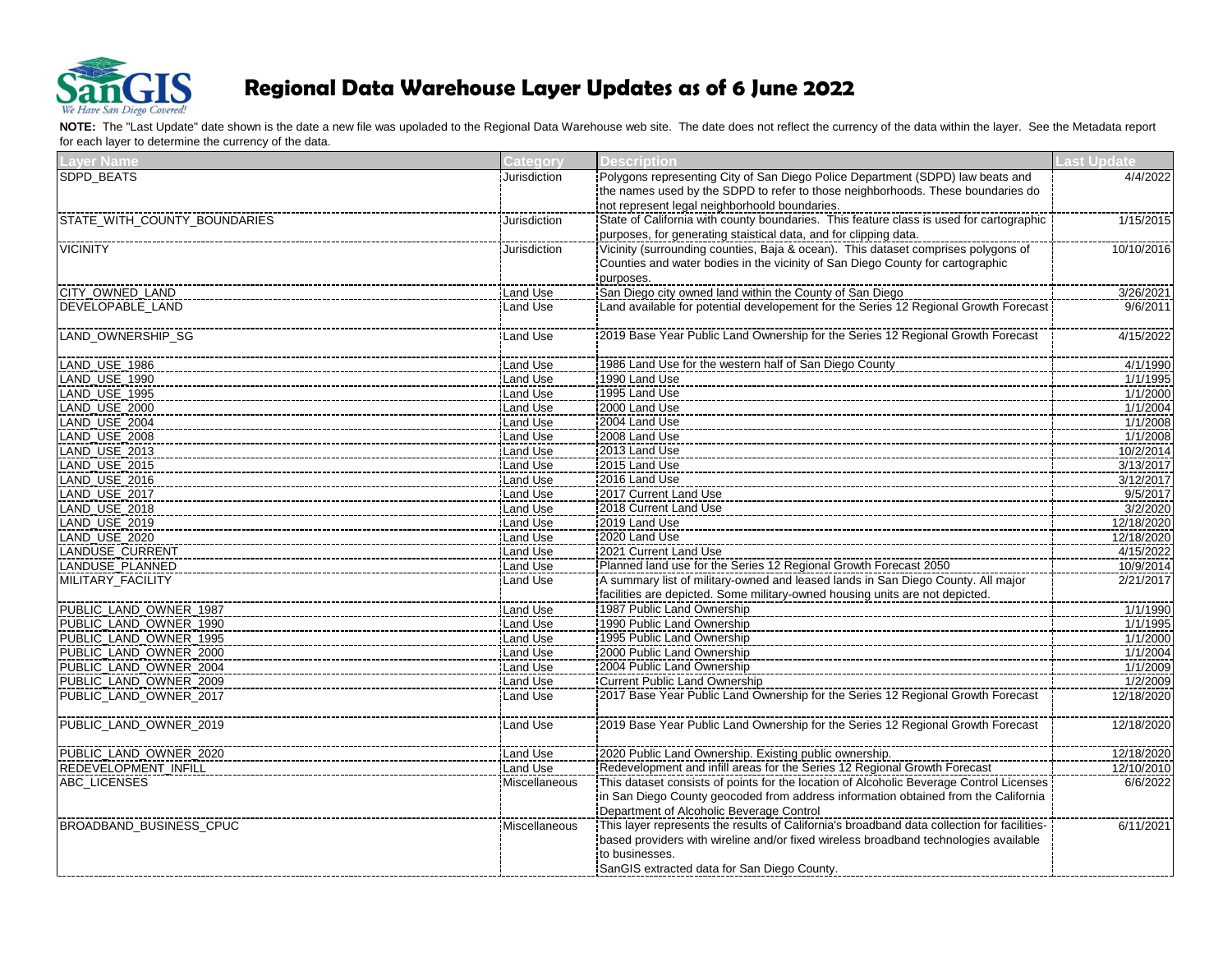# Regional Data Warehouse Layer Updates as of 6 June 2022

**NOTE:** The "Last Update" date shown is the date a new file was upoladed to the Regional Data Warehouse web site. The date does not reflect the currency of the data within the layer. See the Metadata report for each layer to determine the currency of the data.

| Layer Name | Category | Description | Last Update |
|---|---|---|---|
| SDPD_BEATS | Jurisdiction | Polygons representing City of San Diego Police Department (SDPD) law beats and the names used by the SDPD to refer to those neighborhoods. These boundaries do not represent legal neighborhoold boundaries. | 4/4/2022 |
| STATE_WITH_COUNTY_BOUNDARIES | Jurisdiction | State of California with county boundaries. This feature class is used for cartographic purposes, for generating staistical data, and for clipping data. | 1/15/2015 |
| VICINITY | Jurisdiction | Vicinity (surrounding counties, Baja & ocean). This dataset comprises polygons of Counties and water bodies in the vicinity of San Diego County for cartographic purposes. | 10/10/2016 |
| CITY_OWNED_LAND | Land Use | San Diego city owned land within the County of San Diego | 3/26/2021 |
| DEVELOPABLE_LAND | Land Use | Land available for potential developement for the Series 12 Regional Growth Forecast | 9/6/2011 |
| LAND_OWNERSHIP_SG | Land Use | 2019 Base Year Public Land Ownership for the Series 12 Regional Growth Forecast | 4/15/2022 |
| LAND_USE_1986 | Land Use | 1986 Land Use for the western half of San Diego County | 4/1/1990 |
| LAND_USE_1990 | Land Use | 1990 Land Use | 1/1/1995 |
| LAND_USE_1995 | Land Use | 1995 Land Use | 1/1/2000 |
| LAND_USE_2000 | Land Use | 2000 Land Use | 1/1/2004 |
| LAND_USE_2004 | Land Use | 2004 Land Use | 1/1/2008 |
| LAND_USE_2008 | Land Use | 2008 Land Use | 1/1/2008 |
| LAND_USE_2013 | Land Use | 2013 Land Use | 10/2/2014 |
| LAND_USE_2015 | Land Use | 2015 Land Use | 3/13/2017 |
| LAND_USE_2016 | Land Use | 2016 Land Use | 3/12/2017 |
| LAND_USE_2017 | Land Use | 2017 Current Land Use | 9/5/2017 |
| LAND_USE_2018 | Land Use | 2018 Current Land Use | 3/2/2020 |
| LAND_USE_2019 | Land Use | 2019 Land Use | 12/18/2020 |
| LAND_USE_2020 | Land Use | 2020 Land Use | 12/18/2020 |
| LANDUSE_CURRENT | Land Use | 2021 Current Land Use | 4/15/2022 |
| LANDUSE_PLANNED | Land Use | Planned land use for the Series 12 Regional Growth Forecast 2050 | 10/9/2014 |
| MILITARY_FACILITY | Land Use | A summary list of military-owned and leased lands in San Diego County. All major facilities are depicted. Some military-owned housing units are not depicted. | 2/21/2017 |
| PUBLIC_LAND_OWNER_1987 | Land Use | 1987 Public Land Ownership | 1/1/1990 |
| PUBLIC_LAND_OWNER_1990 | Land Use | 1990 Public Land Ownership | 1/1/1995 |
| PUBLIC_LAND_OWNER_1995 | Land Use | 1995 Public Land Ownership | 1/1/2000 |
| PUBLIC_LAND_OWNER_2000 | Land Use | 2000 Public Land Ownership | 1/1/2004 |
| PUBLIC_LAND_OWNER_2004 | Land Use | 2004 Public Land Ownership | 1/1/2009 |
| PUBLIC_LAND_OWNER_2009 | Land Use | Current Public Land Ownership | 1/2/2009 |
| PUBLIC_LAND_OWNER_2017 | Land Use | 2017 Base Year Public Land Ownership for the Series 12 Regional Growth Forecast | 12/18/2020 |
| PUBLIC_LAND_OWNER_2019 | Land Use | 2019 Base Year Public Land Ownership for the Series 12 Regional Growth Forecast | 12/18/2020 |
| PUBLIC_LAND_OWNER_2020 | Land Use | 2020 Public Land Ownership. Existing public ownership. | 12/18/2020 |
| REDEVELOPMENT_INFILL | Land Use | Redevelopment and infill areas for the Series 12 Regional Growth Forecast | 12/10/2010 |
| ABC_LICENSES | Miscellaneous | This dataset consists of points for the location of Alcoholic Beverage Control Licenses in San Diego County geocoded from address information obtained from the California Department of Alcoholic Beverage Control | 6/6/2022 |
| BROADBAND_BUSINESS_CPUC | Miscellaneous | This layer represents the results of California's broadband data collection for facilities-based providers with wireline and/or fixed wireless broadband technologies available to businesses. SanGIS extracted data for San Diego County. | 6/11/2021 |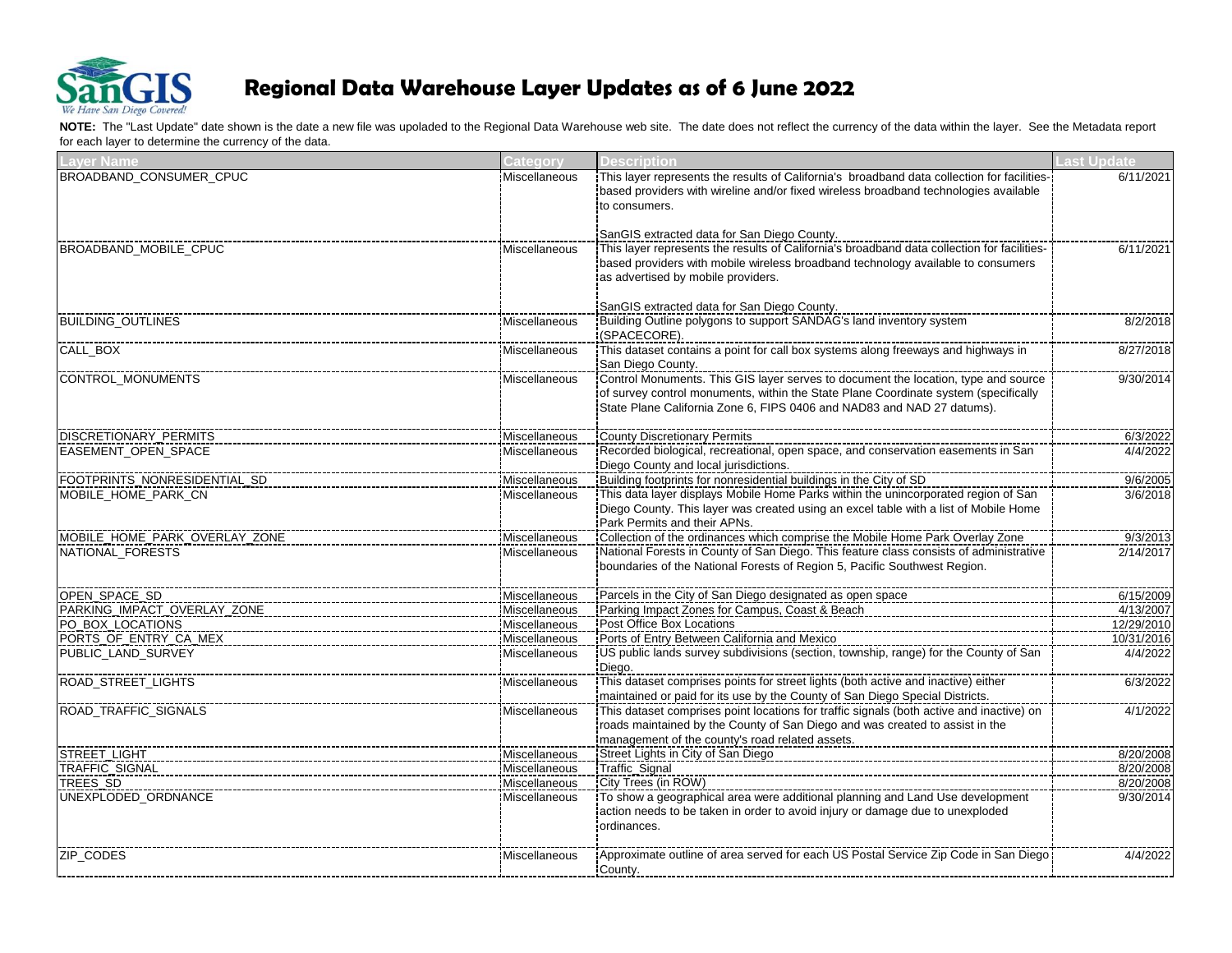# Regional Data Warehouse Layer Updates as of 6 June 2022

**NOTE:** The "Last Update" date shown is the date a new file was upoladed to the Regional Data Warehouse web site. The date does not reflect the currency of the data within the layer. See the Metadata report for each layer to determine the currency of the data.

| Layer Name | Category | Description | Last Update |
|---|---|---|---|
| BROADBAND_CONSUMER_CPUC | Miscellaneous | This layer represents the results of California's broadband data collection for facilities-based providers with wireline and/or fixed wireless broadband technologies available to consumers.<br><br>SanGIS extracted data for San Diego County. | 6/11/2021 |
| BROADBAND_MOBILE_CPUC | Miscellaneous | This layer represents the results of California's broadband data collection for facilities-based providers with mobile wireless broadband technology available to consumers as advertised by mobile providers.<br><br>SanGIS extracted data for San Diego County. | 6/11/2021 |
| BUILDING_OUTLINES | Miscellaneous | Building Outline polygons to support SANDAG's land inventory system (SPACECORE). | 8/2/2018 |
| CALL_BOX | Miscellaneous | This dataset contains a point for call box systems along freeways and highways in San Diego County. | 8/27/2018 |
| CONTROL_MONUMENTS | Miscellaneous | Control Monuments. This GIS layer serves to document the location, type and source of survey control monuments, within the State Plane Coordinate system (specifically State Plane California Zone 6, FIPS 0406 and NAD83 and NAD 27 datums). | 9/30/2014 |
| DISCRETIONARY_PERMITS | Miscellaneous | County Discretionary Permits | 6/3/2022 |
| EASEMENT_OPEN_SPACE | Miscellaneous | Recorded biological, recreational, open space, and conservation easements in San Diego County and local jurisdictions. | 4/4/2022 |
| FOOTPRINTS_NONRESIDENTIAL_SD | Miscellaneous | Building footprints for nonresidential buildings in the City of SD | 9/6/2005 |
| MOBILE_HOME_PARK_CN | Miscellaneous | This data layer displays Mobile Home Parks within the unincorporated region of San Diego County. This layer was created using an excel table with a list of Mobile Home Park Permits and their APNs. | 3/6/2018 |
| MOBILE_HOME_PARK_OVERLAY_ZONE | Miscellaneous | Collection of the ordinances which comprise the Mobile Home Park Overlay Zone | 9/3/2013 |
| NATIONAL_FORESTS | Miscellaneous | National Forests in County of San Diego. This feature class consists of administrative boundaries of the National Forests of Region 5, Pacific Southwest Region. | 2/14/2017 |
| OPEN_SPACE_SD | Miscellaneous | Parcels in the City of San Diego designated as open space | 6/15/2009 |
| PARKING_IMPACT_OVERLAY_ZONE | Miscellaneous | Parking Impact Zones for Campus, Coast & Beach | 4/13/2007 |
| PO_BOX_LOCATIONS | Miscellaneous | Post Office Box Locations | 12/29/2010 |
| PORTS_OF_ENTRY_CA_MEX | Miscellaneous | Ports of Entry Between California and Mexico | 10/31/2016 |
| PUBLIC_LAND_SURVEY | Miscellaneous | US public lands survey subdivisions (section, township, range) for the County of San Diego. | 4/4/2022 |
| ROAD_STREET_LIGHTS | Miscellaneous | This dataset comprises points for street lights (both active and inactive) either maintained or paid for its use by the County of San Diego Special Districts. | 6/3/2022 |
| ROAD_TRAFFIC_SIGNALS | Miscellaneous | This dataset comprises point locations for traffic signals (both active and inactive) on roads maintained by the County of San Diego and was created to assist in the management of the county's road related assets. | 4/1/2022 |
| STREET_LIGHT | Miscellaneous | Street Lights in City of San Diego | 8/20/2008 |
| TRAFFIC_SIGNAL | Miscellaneous | Traffic_Signal | 8/20/2008 |
| TREES_SD | Miscellaneous | City Trees (in ROW) | 8/20/2008 |
| UNEXPLODED_ORDNANCE | Miscellaneous | To show a geographical area were additional planning and Land Use development action needs to be taken in order to avoid injury or damage due to unexploded ordinances. | 9/30/2014 |
| ZIP_CODES | Miscellaneous | Approximate outline of area served for each US Postal Service Zip Code in San Diego County. | 4/4/2022 |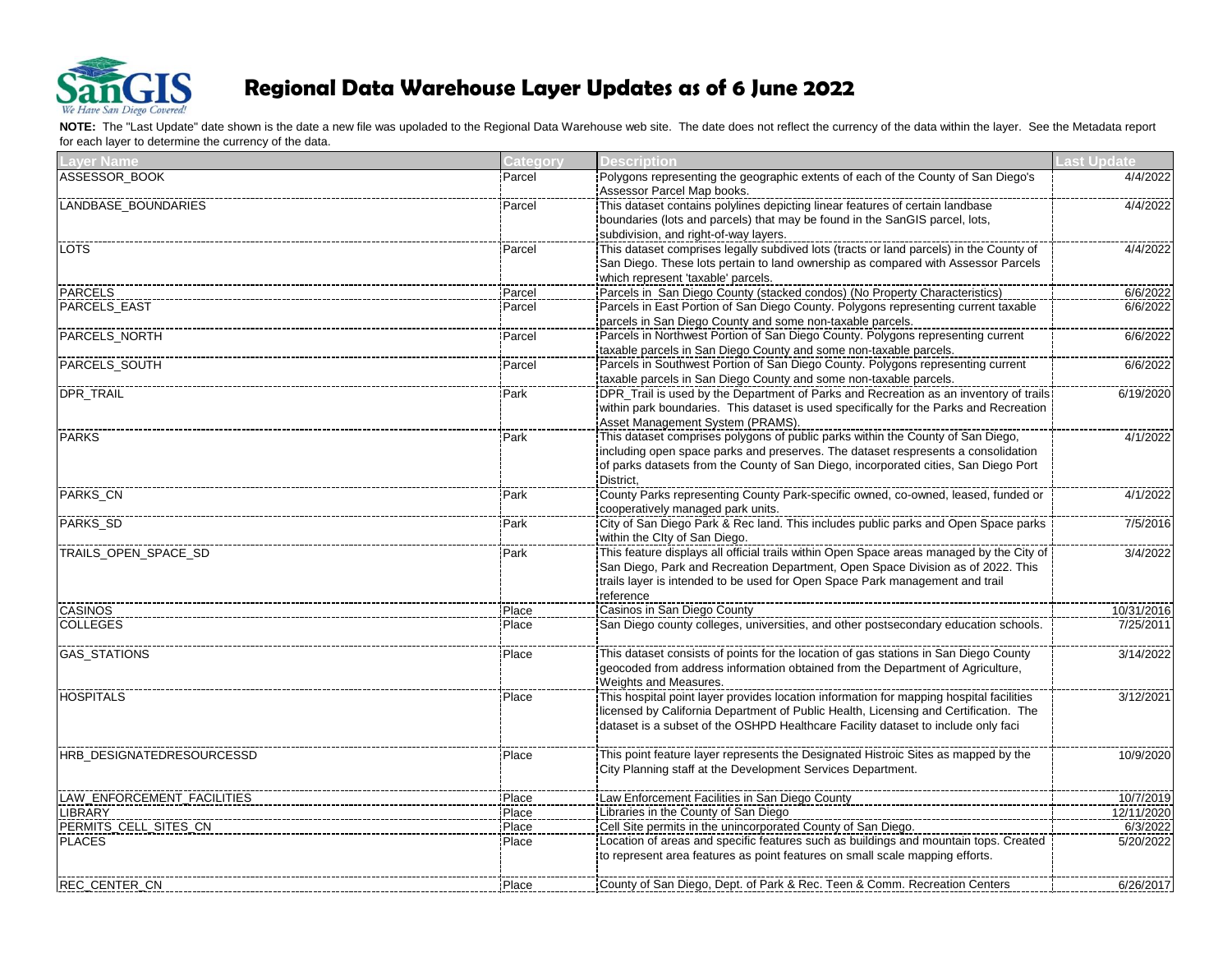# Regional Data Warehouse Layer Updates as of 6 June 2022

**NOTE:** The "Last Update" date shown is the date a new file was upoladed to the Regional Data Warehouse web site. The date does not reflect the currency of the data within the layer. See the Metadata report for each layer to determine the currency of the data.

| Layer Name | Category | Description | Last Update |
|---|---|---|---|
| ASSESSOR_BOOK | Parcel | Polygons representing the geographic extents of each of the County of San Diego's Assessor Parcel Map books. | 4/4/2022 |
| LANDBASE_BOUNDARIES | Parcel | This dataset contains polylines depicting linear features of certain landbase boundaries (lots and parcels) that may be found in the SanGIS parcel, lots, subdivision, and right-of-way layers. | 4/4/2022 |
| LOTS | Parcel | This dataset comprises legally subdived lots (tracts or land parcels) in the County of San Diego. These lots pertain to land ownership as compared with Assessor Parcels which represent 'taxable' parcels. | 4/4/2022 |
| PARCELS | Parcel | Parcels in San Diego County (stacked condos) (No Property Characteristics) | 6/6/2022 |
| PARCELS_EAST | Parcel | Parcels in East Portion of San Diego County. Polygons representing current taxable parcels in San Diego County and some non-taxable parcels. | 6/6/2022 |
| PARCELS_NORTH | Parcel | Parcels in Northwest Portion of San Diego County. Polygons representing current taxable parcels in San Diego County and some non-taxable parcels. | 6/6/2022 |
| PARCELS_SOUTH | Parcel | Parcels in Southwest Portion of San Diego County. Polygons representing current taxable parcels in San Diego County and some non-taxable parcels. | 6/6/2022 |
| DPR_TRAIL | Park | DPR_Trail is used by the Department of Parks and Recreation as an inventory of trails within park boundaries. This dataset is used specifically for the Parks and Recreation Asset Management System (PRAMS). | 6/19/2020 |
| PARKS | Park | This dataset comprises polygons of public parks within the County of San Diego, including open space parks and preserves. The dataset respresents a consolidation of parks datasets from the County of San Diego, incorporated cities, San Diego Port District, | 4/1/2022 |
| PARKS_CN | Park | County Parks representing County Park-specific owned, co-owned, leased, funded or cooperatively managed park units. | 4/1/2022 |
| PARKS_SD | Park | City of San Diego Park & Rec land. This includes public parks and Open Space parks within the CIty of San Diego. | 7/5/2016 |
| TRAILS_OPEN_SPACE_SD | Park | This feature displays all official trails within Open Space areas managed by the City of San Diego, Park and Recreation Department, Open Space Division as of 2022. This trails layer is intended to be used for Open Space Park management and trail reference | 3/4/2022 |
| CASINOS | Place | Casinos in San Diego County | 10/31/2016 |
| COLLEGES | Place | San Diego county colleges, universities, and other postsecondary education schools. | 7/25/2011 |
| GAS_STATIONS | Place | This dataset consists of points for the location of gas stations in San Diego County geocoded from address information obtained from the Department of Agriculture, Weights and Measures. | 3/14/2022 |
| HOSPITALS | Place | This hospital point layer provides location information for mapping hospital facilities licensed by California Department of Public Health, Licensing and Certification. The dataset is a subset of the OSHPD Healthcare Facility dataset to include only faci | 3/12/2021 |
| HRB_DESIGNATEDRESOURCESSD | Place | This point feature layer represents the Designated Histroic Sites as mapped by the City Planning staff at the Development Services Department. | 10/9/2020 |
| LAW_ENFORCEMENT_FACILITIES | Place | Law Enforcement Facilities in San Diego County | 10/7/2019 |
| LIBRARY | Place | Libraries in the County of San Diego | 12/11/2020 |
| PERMITS_CELL_SITES_CN | Place | Cell Site permits in the unincorporated County of San Diego. | 6/3/2022 |
| PLACES | Place | Location of areas and specific features such as buildings and mountain tops. Created to represent area features as point features on small scale mapping efforts. | 5/20/2022 |
| REC_CENTER_CN | Place | County of San Diego, Dept. of Park & Rec. Teen & Comm. Recreation Centers | 6/26/2017 |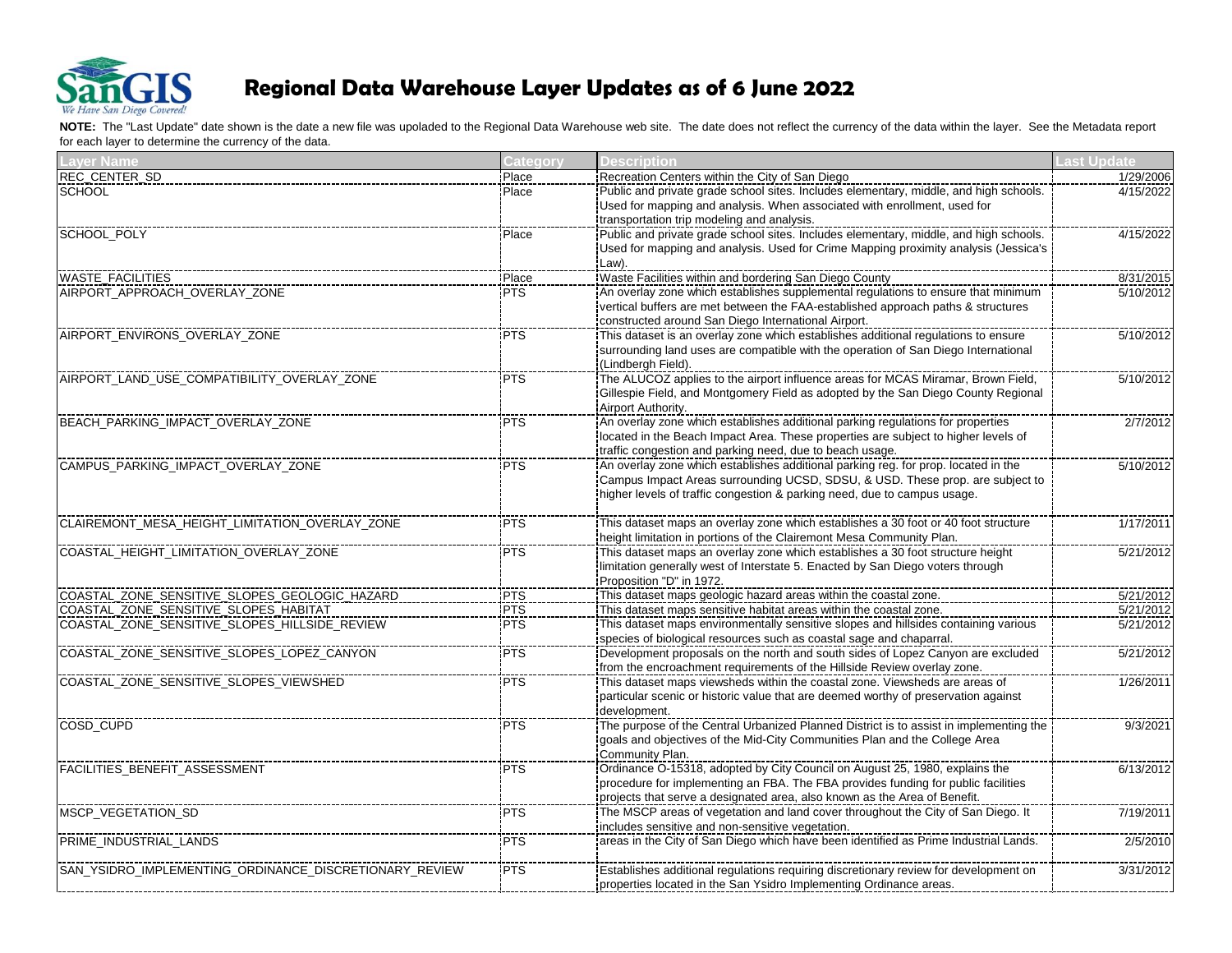# Regional Data Warehouse Layer Updates as of 6 June 2022

**NOTE:** The "Last Update" date shown is the date a new file was upoladed to the Regional Data Warehouse web site. The date does not reflect the currency of the data within the layer. See the Metadata report for each layer to determine the currency of the data.

| Layer Name | Category | Description | Last Update |
|---|---|---|---|
| REC_CENTER_SD | Place | Recreation Centers within the City of San Diego | 1/29/2006 |
| SCHOOL | Place | Public and private grade school sites. Includes elementary, middle, and high schools. Used for mapping and analysis. When associated with enrollment, used for transportation trip modeling and analysis. | 4/15/2022 |
| SCHOOL_POLY | Place | Public and private grade school sites. Includes elementary, middle, and high schools. Used for mapping and analysis. Used for Crime Mapping proximity analysis (Jessica's Law). | 4/15/2022 |
| WASTE_FACILITIES | Place | Waste Facilities within and bordering San Diego County | 8/31/2015 |
| AIRPORT_APPROACH_OVERLAY_ZONE | PTS | An overlay zone which establishes supplemental regulations to ensure that minimum vertical buffers are met between the FAA-established approach paths & structures constructed around San Diego International Airport. | 5/10/2012 |
| AIRPORT_ENVIRONS_OVERLAY_ZONE | PTS | This dataset is an overlay zone which establishes additional regulations to ensure surrounding land uses are compatible with the operation of San Diego International (Lindbergh Field). | 5/10/2012 |
| AIRPORT_LAND_USE_COMPATIBILITY_OVERLAY_ZONE | PTS | The ALUCOZ applies to the airport influence areas for MCAS Miramar, Brown Field, Gillespie Field, and Montgomery Field as adopted by the San Diego County Regional Airport Authority. | 5/10/2012 |
| BEACH_PARKING_IMPACT_OVERLAY_ZONE | PTS | An overlay zone which establishes additional parking regulations for properties located in the Beach Impact Area. These properties are subject to higher levels of traffic congestion and parking need, due to beach usage. | 2/7/2012 |
| CAMPUS_PARKING_IMPACT_OVERLAY_ZONE | PTS | An overlay zone which establishes additional parking reg. for prop. located in the Campus Impact Areas surrounding UCSD, SDSU, & USD. These prop. are subject to higher levels of traffic congestion & parking need, due to campus usage. | 5/10/2012 |
| CLAIREMONT_MESA_HEIGHT_LIMITATION_OVERLAY_ZONE | PTS | This dataset maps an overlay zone which establishes a 30 foot or 40 foot structure height limitation in portions of the Clairemont Mesa Community Plan. | 1/17/2011 |
| COASTAL_HEIGHT_LIMITATION_OVERLAY_ZONE | PTS | This dataset maps an overlay zone which establishes a 30 foot structure height limitation generally west of Interstate 5. Enacted by San Diego voters through Proposition "D" in 1972. | 5/21/2012 |
| COASTAL_ZONE_SENSITIVE_SLOPES_GEOLOGIC_HAZARD | PTS | This dataset maps geologic hazard areas within the coastal zone. | 5/21/2012 |
| COASTAL_ZONE_SENSITIVE_SLOPES_HABITAT | PTS | This dataset maps sensitive habitat areas within the coastal zone. | 5/21/2012 |
| COASTAL_ZONE_SENSITIVE_SLOPES_HILLSIDE_REVIEW | PTS | This dataset maps environmentally sensitive slopes and hillsides containing various species of biological resources such as coastal sage and chaparral. | 5/21/2012 |
| COASTAL_ZONE_SENSITIVE_SLOPES_LOPEZ_CANYON | PTS | Development proposals on the north and south sides of Lopez Canyon are excluded from the encroachment requirements of the Hillside Review overlay zone. | 5/21/2012 |
| COASTAL_ZONE_SENSITIVE_SLOPES_VIEWSHED | PTS | This dataset maps viewsheds within the coastal zone. Viewsheds are areas of particular scenic or historic value that are deemed worthy of preservation against development. | 1/26/2011 |
| COSD_CUPD | PTS | The purpose of the Central Urbanized Planned District is to assist in implementing the goals and objectives of the Mid-City Communities Plan and the College Area Community Plan. | 9/3/2021 |
| FACILITIES_BENEFIT_ASSESSMENT | PTS | Ordinance O-15318, adopted by City Council on August 25, 1980, explains the procedure for implementing an FBA. The FBA provides funding for public facilities projects that serve a designated area, also known as the Area of Benefit. | 6/13/2012 |
| MSCP_VEGETATION_SD | PTS | The MSCP areas of vegetation and land cover throughout the City of San Diego. It includes sensitive and non-sensitive vegetation. | 7/19/2011 |
| PRIME_INDUSTRIAL_LANDS | PTS | areas in the City of San Diego which have been identified as Prime Industrial Lands. | 2/5/2010 |
| SAN_YSIDRO_IMPLEMENTING_ORDINANCE_DISCRETIONARY_REVIEW | PTS | Establishes additional regulations requiring discretionary review for development on properties located in the San Ysidro Implementing Ordinance areas. | 3/31/2012 |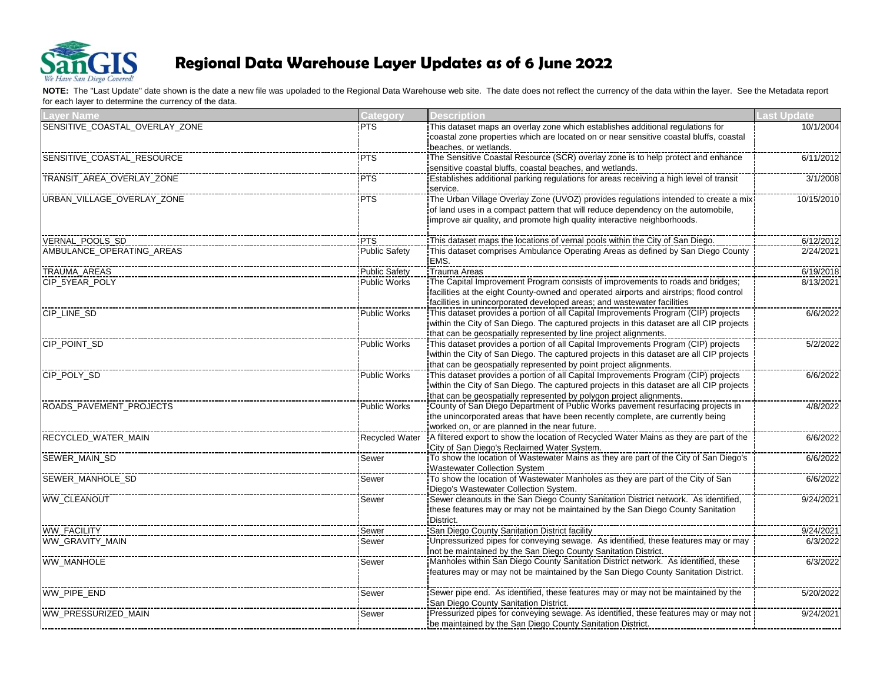# Regional Data Warehouse Layer Updates as of 6 June 2022

**NOTE:** The "Last Update" date shown is the date a new file was upoladed to the Regional Data Warehouse web site. The date does not reflect the currency of the data within the layer. See the Metadata report for each layer to determine the currency of the data.

| Layer Name | Category | Description | Last Update |
|---|---|---|---|
| SENSITIVE_COASTAL_OVERLAY_ZONE | PTS | This dataset maps an overlay zone which establishes additional regulations for coastal zone properties which are located on or near sensitive coastal bluffs, coastal beaches, or wetlands. | 10/1/2004 |
| SENSITIVE_COASTAL_RESOURCE | PTS | The Sensitive Coastal Resource (SCR) overlay zone is to help protect and enhance sensitive coastal bluffs, coastal beaches, and wetlands. | 6/11/2012 |
| TRANSIT_AREA_OVERLAY_ZONE | PTS | Establishes additional parking regulations for areas receiving a high level of transit service. | 3/1/2008 |
| URBAN_VILLAGE_OVERLAY_ZONE | PTS | The Urban Village Overlay Zone (UVOZ) provides regulations intended to create a mix of land uses in a compact pattern that will reduce dependency on the automobile, improve air quality, and promote high quality interactive neighborhoods. | 10/15/2010 |
| VERNAL_POOLS_SD | PTS | This dataset maps the locations of vernal pools within the City of San Diego. | 6/12/2012 |
| AMBULANCE_OPERATING_AREAS | Public Safety | This dataset comprises Ambulance Operating Areas as defined by San Diego County EMS. | 2/24/2021 |
| TRAUMA_AREAS | Public Safety | Trauma Areas | 6/19/2018 |
| CIP_5YEAR_POLY | Public Works | The Capital Improvement Program consists of improvements to roads and bridges; facilities at the eight County-owned and operated airports and airstrips; flood control facilities in unincorporated developed areas; and wastewater facilities | 8/13/2021 |
| CIP_LINE_SD | Public Works | This dataset provides a portion of all Capital Improvements Program (CIP) projects within the City of San Diego. The captured projects in this dataset are all CIP projects that can be geospatially represented by line project alignments. | 6/6/2022 |
| CIP_POINT_SD | Public Works | This dataset provides a portion of all Capital Improvements Program (CIP) projects within the City of San Diego. The captured projects in this dataset are all CIP projects that can be geospatially represented by point project alignments. | 5/2/2022 |
| CIP_POLY_SD | Public Works | This dataset provides a portion of all Capital Improvements Program (CIP) projects within the City of San Diego. The captured projects in this dataset are all CIP projects that can be geospatially represented by polygon project alignments. | 6/6/2022 |
| ROADS_PAVEMENT_PROJECTS | Public Works | County of San Diego Department of Public Works pavement resurfacing projects in the unincorporated areas that have been recently complete, are currently being worked on, or are planned in the near future. | 4/8/2022 |
| RECYCLED_WATER_MAIN | Recycled Water | A filtered export to show the location of Recycled Water Mains as they are part of the City of San Diego's Reclaimed Water System. | 6/6/2022 |
| SEWER_MAIN_SD | Sewer | To show the location of Wastewater Mains as they are part of the City of San Diego's Wastewater Collection System | 6/6/2022 |
| SEWER_MANHOLE_SD | Sewer | To show the location of Wastewater Manholes as they are part of the City of San Diego's Wastewater Collection System. | 6/6/2022 |
| WW_CLEANOUT | Sewer | Sewer cleanouts in the San Diego County Sanitation District network. As identified, these features may or may not be maintained by the San Diego County Sanitation District. | 9/24/2021 |
| WW_FACILITY | Sewer | San Diego County Sanitation District facility | 9/24/2021 |
| WW_GRAVITY_MAIN | Sewer | Unpressurized pipes for conveying sewage. As identified, these features may or may not be maintained by the San Diego County Sanitation District. | 6/3/2022 |
| WW_MANHOLE | Sewer | Manholes within San Diego County Sanitation District network. As identified, these features may or may not be maintained by the San Diego County Sanitation District. | 6/3/2022 |
| WW_PIPE_END | Sewer | Sewer pipe end. As identified, these features may or may not be maintained by the San Diego County Sanitation District. | 5/20/2022 |
| WW_PRESSURIZED_MAIN | Sewer | Pressurized pipes for conveying sewage. As identified, these features may or may not be maintained by the San Diego County Sanitation District. | 9/24/2021 |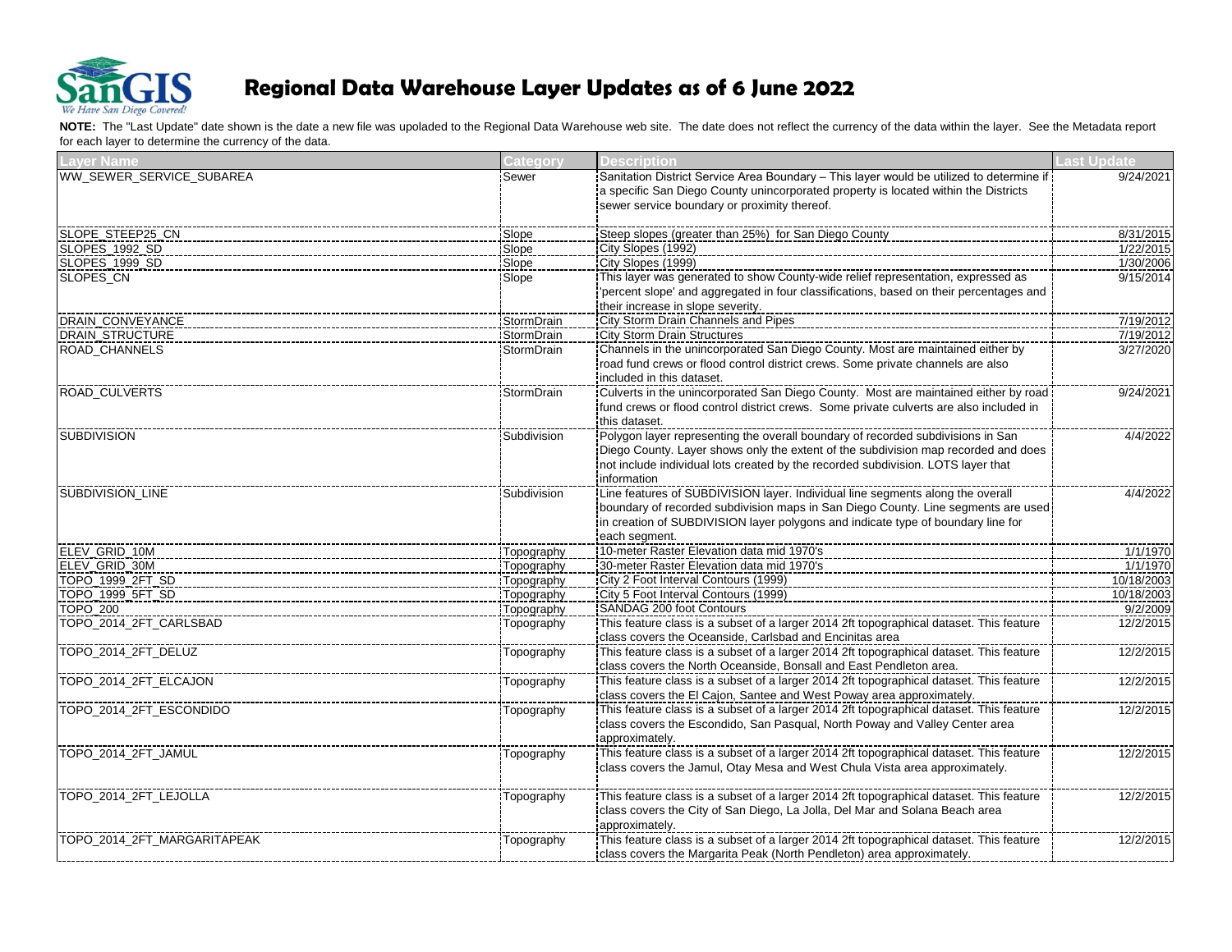# Regional Data Warehouse Layer Updates as of 6 June 2022

**NOTE:** The "Last Update" date shown is the date a new file was upoladed to the Regional Data Warehouse web site. The date does not reflect the currency of the data within the layer. See the Metadata report for each layer to determine the currency of the data.

| Layer Name | Category | Description | Last Update |
|---|---|---|---|
| WW_SEWER_SERVICE_SUBAREA | Sewer | Sanitation District Service Area Boundary – This layer would be utilized to determine if a specific San Diego County unincorporated property is located within the Districts sewer service boundary or proximity thereof. | 9/24/2021 |
| SLOPE_STEEP25_CN | Slope | Steep slopes (greater than 25%) for San Diego County | 8/31/2015 |
| SLOPES_1992_SD | Slope | City Slopes (1992) | 1/22/2015 |
| SLOPES_1999_SD | Slope | City Slopes (1999) | 1/30/2006 |
| SLOPES_CN | Slope | This layer was generated to show County-wide relief representation, expressed as 'percent slope' and aggregated in four classifications, based on their percentages and their increase in slope severity. | 9/15/2014 |
| DRAIN_CONVEYANCE | StormDrain | City Storm Drain Channels and Pipes | 7/19/2012 |
| DRAIN_STRUCTURE | StormDrain | City Storm Drain Structures | 7/19/2012 |
| ROAD_CHANNELS | StormDrain | Channels in the unincorporated San Diego County. Most are maintained either by road fund crews or flood control district crews. Some private channels are also included in this dataset. | 3/27/2020 |
| ROAD_CULVERTS | StormDrain | Culverts in the unincorporated San Diego County. Most are maintained either by road fund crews or flood control district crews. Some private culverts are also included in this dataset. | 9/24/2021 |
| SUBDIVISION | Subdivision | Polygon layer representing the overall boundary of recorded subdivisions in San Diego County. Layer shows only the extent of the subdivision map recorded and does not include individual lots created by the recorded subdivision. LOTS layer that information | 4/4/2022 |
| SUBDIVISION_LINE | Subdivision | Line features of SUBDIVISION layer. Individual line segments along the overall boundary of recorded subdivision maps in San Diego County. Line segments are used in creation of SUBDIVISION layer polygons and indicate type of boundary line for each segment. | 4/4/2022 |
| ELEV_GRID_10M | Topography | 10-meter Raster Elevation data mid 1970's | 1/1/1970 |
| ELEV_GRID_30M | Topography | 30-meter Raster Elevation data mid 1970's | 1/1/1970 |
| TOPO_1999_2FT_SD | Topography | City 2 Foot Interval Contours (1999) | 10/18/2003 |
| TOPO_1999_5FT_SD | Topography | City 5 Foot Interval Contours (1999) | 10/18/2003 |
| TOPO_200 | Topography | SANDAG 200 foot Contours | 9/2/2009 |
| TOPO_2014_2FT_CARLSBAD | Topography | This feature class is a subset of a larger 2014 2ft topographical dataset. This feature class covers the Oceanside, Carlsbad and Encinitas area | 12/2/2015 |
| TOPO_2014_2FT_DELUZ | Topography | This feature class is a subset of a larger 2014 2ft topographical dataset. This feature class covers the North Oceanside, Bonsall and East Pendleton area. | 12/2/2015 |
| TOPO_2014_2FT_ELCAJON | Topography | This feature class is a subset of a larger 2014 2ft topographical dataset. This feature class covers the El Cajon, Santee and West Poway area approximately. | 12/2/2015 |
| TOPO_2014_2FT_ESCONDIDO | Topography | This feature class is a subset of a larger 2014 2ft topographical dataset. This feature class covers the Escondido, San Pasqual, North Poway and Valley Center area approximately. | 12/2/2015 |
| TOPO_2014_2FT_JAMUL | Topography | This feature class is a subset of a larger 2014 2ft topographical dataset. This feature class covers the Jamul, Otay Mesa and West Chula Vista area approximately. | 12/2/2015 |
| TOPO_2014_2FT_LEJOLLA | Topography | This feature class is a subset of a larger 2014 2ft topographical dataset. This feature class covers the City of San Diego, La Jolla, Del Mar and Solana Beach area approximately. | 12/2/2015 |
| TOPO_2014_2FT_MARGARITAPEAK | Topography | This feature class is a subset of a larger 2014 2ft topographical dataset. This feature class covers the Margarita Peak (North Pendleton) area approximately. | 12/2/2015 |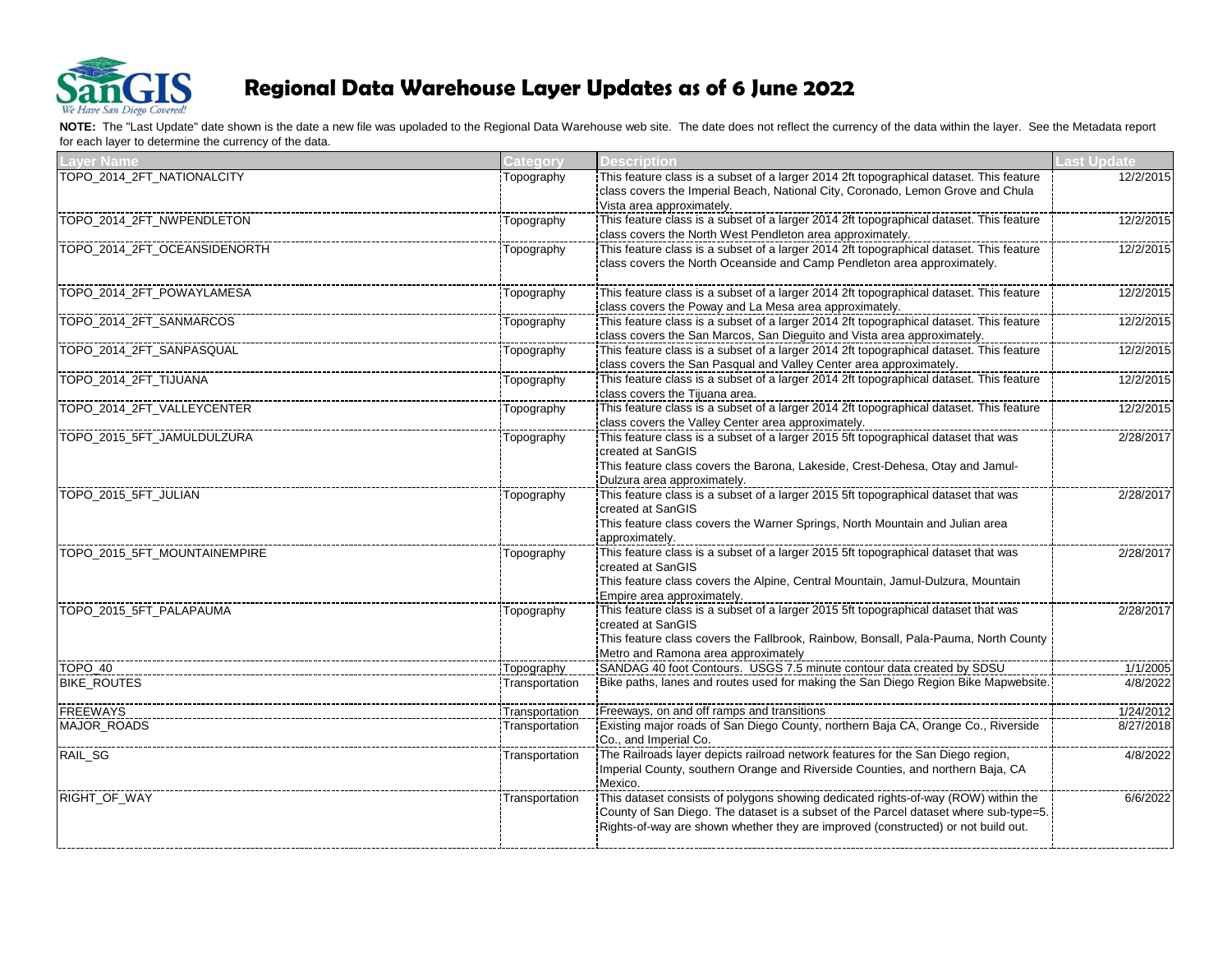# Regional Data Warehouse Layer Updates as of 6 June 2022

**NOTE:** The "Last Update" date shown is the date a new file was upoladed to the Regional Data Warehouse web site. The date does not reflect the currency of the data within the layer. See the Metadata report for each layer to determine the currency of the data.

| Layer Name | Category | Description | Last Update |
|---|---|---|---|
| TOPO_2014_2FT_NATIONALCITY | Topography | This feature class is a subset of a larger 2014 2ft topographical dataset. This feature class covers the Imperial Beach, National City, Coronado, Lemon Grove and Chula Vista area approximately. | 12/2/2015 |
| TOPO_2014_2FT_NWPENDLETON | Topography | This feature class is a subset of a larger 2014 2ft topographical dataset. This feature class covers the North West Pendleton area approximately. | 12/2/2015 |
| TOPO_2014_2FT_OCEANSIDENORTH | Topography | This feature class is a subset of a larger 2014 2ft topographical dataset. This feature class covers the North Oceanside and Camp Pendleton area approximately. | 12/2/2015 |
| TOPO_2014_2FT_POWAYLAMESA | Topography | This feature class is a subset of a larger 2014 2ft topographical dataset. This feature class covers the Poway and La Mesa area approximately. | 12/2/2015 |
| TOPO_2014_2FT_SANMARCOS | Topography | This feature class is a subset of a larger 2014 2ft topographical dataset. This feature class covers the San Marcos, San Dieguito and Vista area approximately. | 12/2/2015 |
| TOPO_2014_2FT_SANPASQUAL | Topography | This feature class is a subset of a larger 2014 2ft topographical dataset. This feature class covers the San Pasqual and Valley Center area approximately. | 12/2/2015 |
| TOPO_2014_2FT_TIJUANA | Topography | This feature class is a subset of a larger 2014 2ft topographical dataset. This feature class covers the Tijuana area. | 12/2/2015 |
| TOPO_2014_2FT_VALLEYCENTER | Topography | This feature class is a subset of a larger 2014 2ft topographical dataset. This feature class covers the Valley Center area approximately. | 12/2/2015 |
| TOPO_2015_5FT_JAMULDULZURA | Topography | This feature class is a subset of a larger 2015 5ft topographical dataset that was created at SanGIS<br>This feature class covers the Barona, Lakeside, Crest-Dehesa, Otay and Jamul-Dulzura area approximately. | 2/28/2017 |
| TOPO_2015_5FT_JULIAN | Topography | This feature class is a subset of a larger 2015 5ft topographical dataset that was created at SanGIS<br>This feature class covers the Warner Springs, North Mountain and Julian area approximately. | 2/28/2017 |
| TOPO_2015_5FT_MOUNTAINEMPIRE | Topography | This feature class is a subset of a larger 2015 5ft topographical dataset that was created at SanGIS<br>This feature class covers the Alpine, Central Mountain, Jamul-Dulzura, Mountain Empire area approximately. | 2/28/2017 |
| TOPO_2015_5FT_PALAPAUMA | Topography | This feature class is a subset of a larger 2015 5ft topographical dataset that was created at SanGIS<br>This feature class covers the Fallbrook, Rainbow, Bonsall, Pala-Pauma, North County Metro and Ramona area approximately | 2/28/2017 |
| TOPO_40 | Topography | SANDAG 40 foot Contours. USGS 7.5 minute contour data created by SDSU | 1/1/2005 |
| BIKE_ROUTES | Transportation | Bike paths, lanes and routes used for making the San Diego Region Bike Mapwebsite. | 4/8/2022 |
| FREEWAYS | Transportation | Freeways, on and off ramps and transitions | 1/24/2012 |
| MAJOR_ROADS | Transportation | Existing major roads of San Diego County, northern Baja CA, Orange Co., Riverside Co., and Imperial Co. | 8/27/2018 |
| RAIL_SG | Transportation | The Railroads layer depicts railroad network features for the San Diego region, Imperial County, southern Orange and Riverside Counties, and northern Baja, CA Mexico. | 4/8/2022 |
| RIGHT_OF_WAY | Transportation | This dataset consists of polygons showing dedicated rights-of-way (ROW) within the County of San Diego. The dataset is a subset of the Parcel dataset where sub-type=5. Rights-of-way are shown whether they are improved (constructed) or not build out. | 6/6/2022 |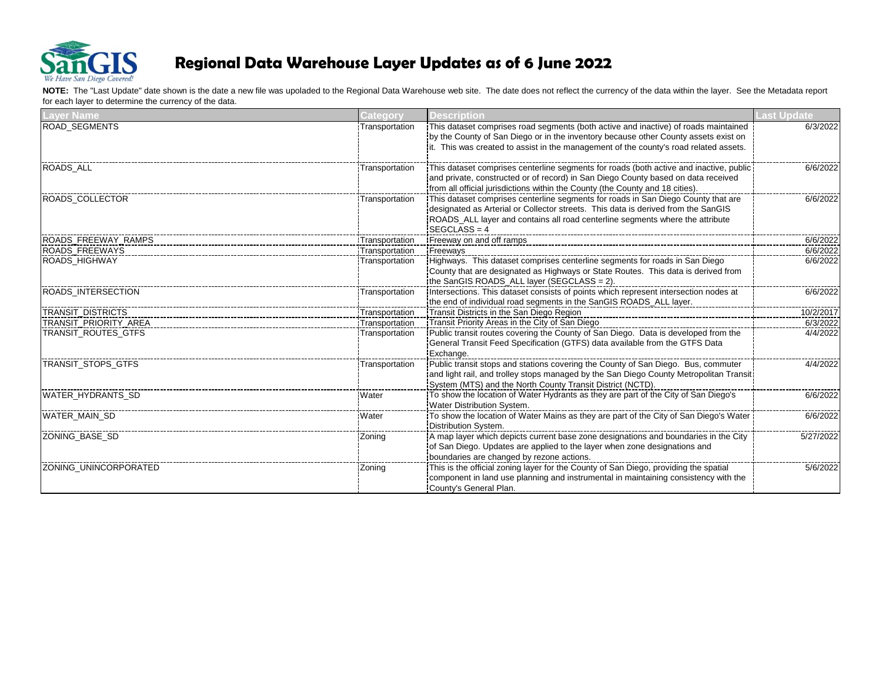# Regional Data Warehouse Layer Updates as of 6 June 2022

**NOTE:** The "Last Update" date shown is the date a new file was upoladed to the Regional Data Warehouse web site. The date does not reflect the currency of the data within the layer. See the Metadata report for each layer to determine the currency of the data.

| Layer Name | Category | Description | Last Update |
|---|---|---|---|
| ROAD_SEGMENTS | Transportation | This dataset comprises road segments (both active and inactive) of roads maintained by the County of San Diego or in the inventory because other County assets exist on it. This was created to assist in the management of the county's road related assets. | 6/3/2022 |
| ROADS_ALL | Transportation | This dataset comprises centerline segments for roads (both active and inactive, public and private, constructed or of record) in San Diego County based on data received from all official jurisdictions within the County (the County and 18 cities). | 6/6/2022 |
| ROADS_COLLECTOR | Transportation | This dataset comprises centerline segments for roads in San Diego County that are designated as Arterial or Collector streets. This data is derived from the SanGIS ROADS_ALL layer and contains all road centerline segments where the attribute SEGCLASS = 4 | 6/6/2022 |
| ROADS_FREEWAY_RAMPS | Transportation | Freeway on and off ramps | 6/6/2022 |
| ROADS_FREEWAYS | Transportation | Freeways | 6/6/2022 |
| ROADS_HIGHWAY | Transportation | Highways. This dataset comprises centerline segments for roads in San Diego County that are designated as Highways or State Routes. This data is derived from the SanGIS ROADS_ALL layer (SEGCLASS = 2). | 6/6/2022 |
| ROADS_INTERSECTION | Transportation | Intersections. This dataset consists of points which represent intersection nodes at the end of individual road segments in the SanGIS ROADS_ALL layer. | 6/6/2022 |
| TRANSIT_DISTRICTS | Transportation | Transit Districts in the San Diego Region | 10/2/2017 |
| TRANSIT_PRIORITY_AREA | Transportation | Transit Priority Areas in the City of San Diego | 6/3/2022 |
| TRANSIT_ROUTES_GTFS | Transportation | Public transit routes covering the County of San Diego. Data is developed from the General Transit Feed Specification (GTFS) data available from the GTFS Data Exchange. | 4/4/2022 |
| TRANSIT_STOPS_GTFS | Transportation | Public transit stops and stations covering the County of San Diego. Bus, commuter and light rail, and trolley stops managed by the San Diego County Metropolitan Transit System (MTS) and the North County Transit District (NCTD). | 4/4/2022 |
| WATER_HYDRANTS_SD | Water | To show the location of Water Hydrants as they are part of the City of San Diego's Water Distribution System. | 6/6/2022 |
| WATER_MAIN_SD | Water | To show the location of Water Mains as they are part of the City of San Diego's Water Distribution System. | 6/6/2022 |
| ZONING_BASE_SD | Zoning | A map layer which depicts current base zone designations and boundaries in the City of San Diego. Updates are applied to the layer when zone designations and boundaries are changed by rezone actions. | 5/27/2022 |
| ZONING_UNINCORPORATED | Zoning | This is the official zoning layer for the County of San Diego, providing the spatial component in land use planning and instrumental in maintaining consistency with the County's General Plan. | 5/6/2022 |